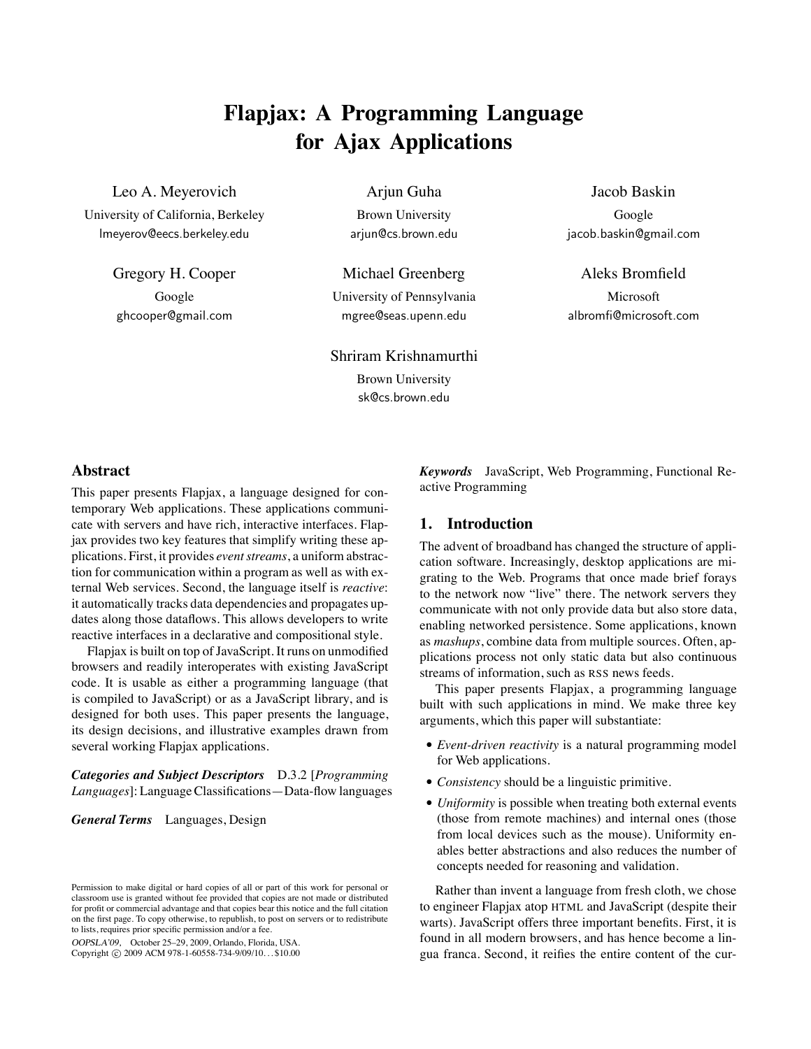# Flapjax: A Programming Language for Ajax Applications

Leo A. Meyerovich
University of California, Berkeley
lmeyerov@eecs.berkeley.edu

Arjun Guha
Brown University
arjun@cs.brown.edu

Jacob Baskin
Google
jacob.baskin@gmail.com

Gregory H. Cooper
Google
ghcooper@gmail.com

Michael Greenberg
University of Pennsylvania
mgree@seas.upenn.edu

Aleks Bromfield
Microsoft
albromfi@microsoft.com

Shriram Krishnamurthi
Brown University
sk@cs.brown.edu

## Abstract

This paper presents Flapjax, a language designed for contemporary Web applications. These applications communicate with servers and have rich, interactive interfaces. Flapjax provides two key features that simplify writing these applications. First, it provides *event streams*, a uniform abstraction for communication within a program as well as with external Web services. Second, the language itself is *reactive*: it automatically tracks data dependencies and propagates updates along those dataflows. This allows developers to write reactive interfaces in a declarative and compositional style.

Flapjax is built on top of JavaScript. It runs on unmodified browsers and readily interoperates with existing JavaScript code. It is usable as either a programming language (that is compiled to JavaScript) or as a JavaScript library, and is designed for both uses. This paper presents the language, its design decisions, and illustrative examples drawn from several working Flapjax applications.

***Categories and Subject Descriptors*** D.3.2 [*Programming Languages*]: Language Classifications—Data-flow languages

***General Terms*** Languages, Design

Permission to make digital or hard copies of all or part of this work for personal or classroom use is granted without fee provided that copies are not made or distributed for profit or commercial advantage and that copies bear this notice and the full citation on the first page. To copy otherwise, to republish, to post on servers or to redistribute to lists, requires prior specific permission and/or a fee.
*OOPSLA'09,* October 25–29, 2009, Orlando, Florida, USA.
Copyright © 2009 ACM 978-1-60558-734-9/09/10...$10.00

***Keywords*** JavaScript, Web Programming, Functional Reactive Programming

## 1. Introduction

The advent of broadband has changed the structure of application software. Increasingly, desktop applications are migrating to the Web. Programs that once made brief forays to the network now "live" there. The network servers they communicate with not only provide data but also store data, enabling networked persistence. Some applications, known as *mashups*, combine data from multiple sources. Often, applications process not only static data but also continuous streams of information, such as RSS news feeds.

This paper presents Flapjax, a programming language built with such applications in mind. We make three key arguments, which this paper will substantiate:

- *Event-driven reactivity* is a natural programming model for Web applications.
- *Consistency* should be a linguistic primitive.
- *Uniformity* is possible when treating both external events (those from remote machines) and internal ones (those from local devices such as the mouse). Uniformity enables better abstractions and also reduces the number of concepts needed for reasoning and validation.

Rather than invent a language from fresh cloth, we chose to engineer Flapjax atop HTML and JavaScript (despite their warts). JavaScript offers three important benefits. First, it is found in all modern browsers, and has hence become a lingua franca. Second, it reifies the entire content of the cur-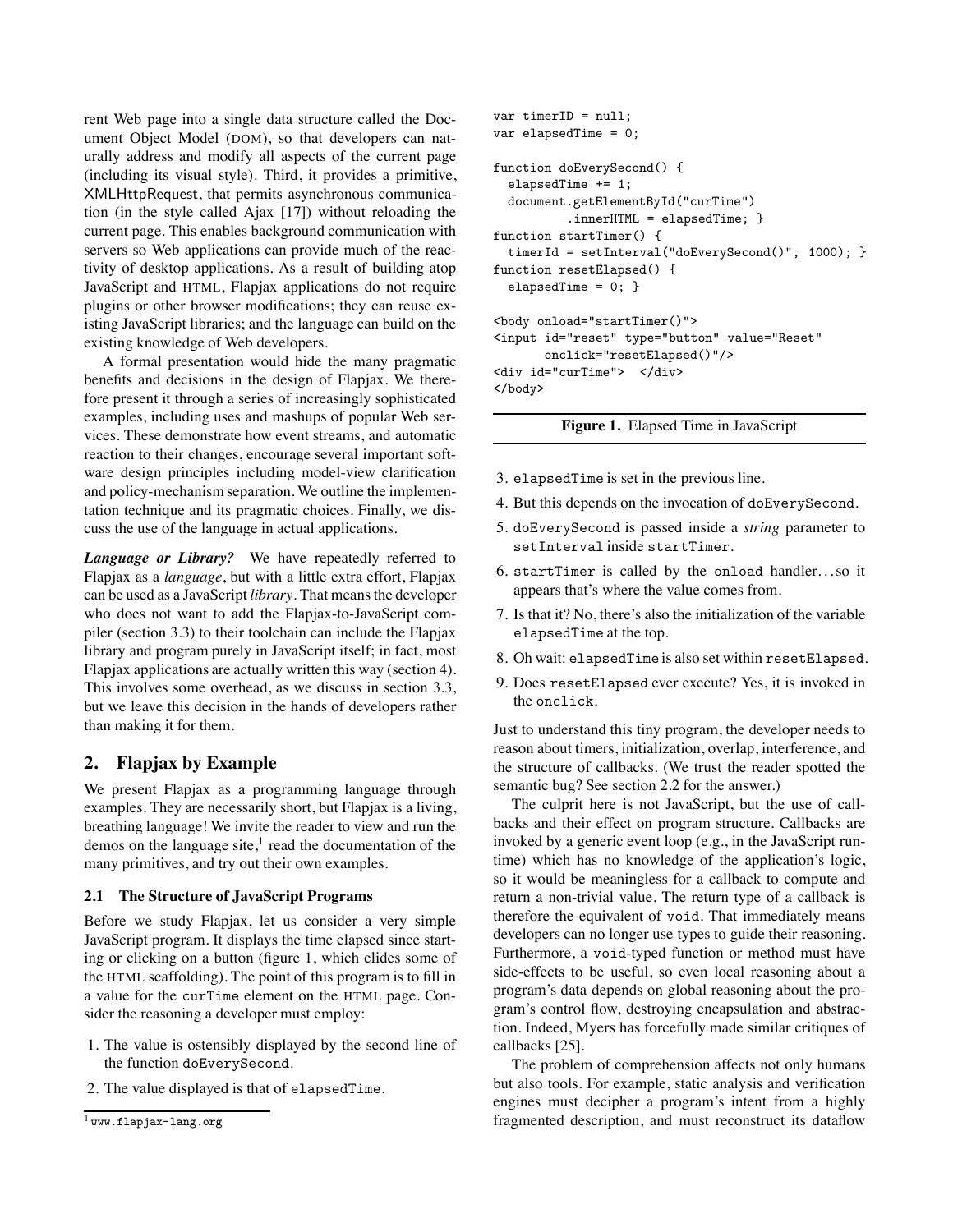rent Web page into a single data structure called the Document Object Model (DOM), so that developers can naturally address and modify all aspects of the current page (including its visual style). Third, it provides a primitive, XMLHttpRequest, that permits asynchronous communication (in the style called Ajax [17]) without reloading the current page. This enables background communication with servers so Web applications can provide much of the reactivity of desktop applications. As a result of building atop JavaScript and HTML, Flapjax applications do not require plugins or other browser modifications; they can reuse existing JavaScript libraries; and the language can build on the existing knowledge of Web developers.

A formal presentation would hide the many pragmatic benefits and decisions in the design of Flapjax. We therefore present it through a series of increasingly sophisticated examples, including uses and mashups of popular Web services. These demonstrate how event streams, and automatic reaction to their changes, encourage several important software design principles including model-view clarification and policy-mechanism separation. We outline the implementation technique and its pragmatic choices. Finally, we discuss the use of the language in actual applications.

***Language or Library?*** We have repeatedly referred to Flapjax as a *language*, but with a little extra effort, Flapjax can be used as a JavaScript *library*. That means the developer who does not want to add the Flapjax-to-JavaScript compiler (section 3.3) to their toolchain can include the Flapjax library and program purely in JavaScript itself; in fact, most Flapjax applications are actually written this way (section 4). This involves some overhead, as we discuss in section 3.3, but we leave this decision in the hands of developers rather than making it for them.

## 2. Flapjax by Example

We present Flapjax as a programming language through examples. They are necessarily short, but Flapjax is a living, breathing language! We invite the reader to view and run the demos on the language site,[1] read the documentation of the many primitives, and try out their own examples.

### 2.1 The Structure of JavaScript Programs

Before we study Flapjax, let us consider a very simple JavaScript program. It displays the time elapsed since starting or clicking on a button (figure 1, which elides some of the HTML scaffolding). The point of this program is to fill in a value for the `curTime` element on the HTML page. Consider the reasoning a developer must employ:

1. The value is ostensibly displayed by the second line of the function `doEverySecond`.
2. The value displayed is that of `elapsedTime`.
3. `elapsedTime` is set in the previous line.
4. But this depends on the invocation of `doEverySecond`.
5. `doEverySecond` is passed inside a *string* parameter to `setInterval` inside `startTimer`.
6. `startTimer` is called by the `onload` handler... so it appears that's where the value comes from.
7. Is that it? No, there's also the initialization of the variable `elapsedTime` at the top.
8. Oh wait: `elapsedTime` is also set within `resetElapsed`.
9. Does `resetElapsed` ever execute? Yes, it is invoked in the `onclick`.

```
var timerID = null;
var elapsedTime = 0;

function doEverySecond() {
  elapsedTime += 1;
  document.getElementById("curTime")
          .innerHTML = elapsedTime; }
function startTimer() {
  timerId = setInterval("doEverySecond()", 1000); }
function resetElapsed() {
  elapsedTime = 0; }

<body onload="startTimer()">
<input id="reset" type="button" value="Reset"
       onclick="resetElapsed()"/>
<div id="curTime">  </div>
</body>
```

**Figure 1.** Elapsed Time in JavaScript

Just to understand this tiny program, the developer needs to reason about timers, initialization, overlap, interference, and the structure of callbacks. (We trust the reader spotted the semantic bug? See section 2.2 for the answer.)

The culprit here is not JavaScript, but the use of callbacks and their effect on program structure. Callbacks are invoked by a generic event loop (e.g., in the JavaScript runtime) which has no knowledge of the application's logic, so it would be meaningless for a callback to compute and return a non-trivial value. The return type of a callback is therefore the equivalent of `void`. That immediately means developers can no longer use types to guide their reasoning. Furthermore, a `void`-typed function or method must have side-effects to be useful, so even local reasoning about a program's data depends on global reasoning about the program's control flow, destroying encapsulation and abstraction. Indeed, Myers has forcefully made similar critiques of callbacks [25].

The problem of comprehension affects not only humans but also tools. For example, static analysis and verification engines must decipher a program's intent from a highly fragmented description, and must reconstruct its dataflow

[1] www.flapjax-lang.org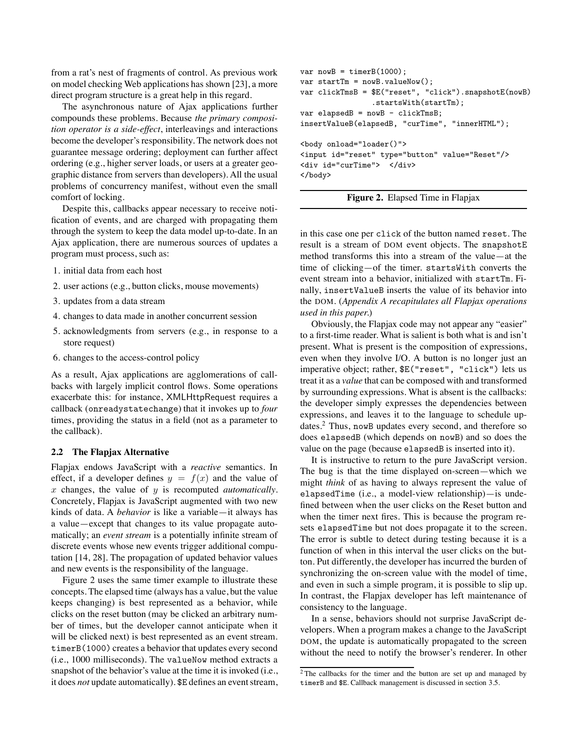from a rat's nest of fragments of control. As previous work on model checking Web applications has shown [23], a more direct program structure is a great help in this regard.

The asynchronous nature of Ajax applications further compounds these problems. Because *the primary composition operator is a side-effect*, interleavings and interactions become the developer's responsibility. The network does not guarantee message ordering; deployment can further affect ordering (e.g., higher server loads, or users at a greater geographic distance from servers than developers). All the usual problems of concurrency manifest, without even the small comfort of locking.

Despite this, callbacks appear necessary to receive notification of events, and are charged with propagating them through the system to keep the data model up-to-date. In an Ajax application, there are numerous sources of updates a program must process, such as:

1. initial data from each host
2. user actions (e.g., button clicks, mouse movements)
3. updates from a data stream
4. changes to data made in another concurrent session
5. acknowledgments from servers (e.g., in response to a store request)
6. changes to the access-control policy

As a result, Ajax applications are agglomerations of callbacks with largely implicit control flows. Some operations exacerbate this: for instance, XMLHttpRequest requires a callback (onreadystatechange) that it invokes up to *four* times, providing the status in a field (not as a parameter to the callback).

### 2.2 The Flapjax Alternative

Flapjax endows JavaScript with a *reactive* semantics. In effect, if a developer defines $y = f(x)$ and the value of $x$ changes, the value of $y$ is recomputed *automatically*. Concretely, Flapjax is JavaScript augmented with two new kinds of data. A *behavior* is like a variable—it always has a value—except that changes to its value propagate automatically; an *event stream* is a potentially infinite stream of discrete events whose new events trigger additional computation [14, 28]. The propagation of updated behavior values and new events is the responsibility of the language.

Figure 2 uses the same timer example to illustrate these concepts. The elapsed time (always has a value, but the value keeps changing) is best represented as a behavior, while clicks on the reset button (may be clicked an arbitrary number of times, but the developer cannot anticipate when it will be clicked next) is best represented as an event stream. `timerB(1000)` creates a behavior that updates every second (i.e., 1000 milliseconds). The `valueNow` method extracts a snapshot of the behavior's value at the time it is invoked (i.e., it does *not* update automatically). `$E` defines an event stream, in this case one per `click` of the button named `reset`. The result is a stream of DOM event objects. The `snapshotE` method transforms this into a stream of the value—at the time of clicking—of the timer. `startsWith` converts the event stream into a behavior, initialized with `startTm`. Finally, `insertValueB` inserts the value of its behavior into the DOM. (*Appendix A recapitulates all Flapjax operations used in this paper.*)

```
var nowB = timerB(1000);
var startTm = nowB.valueNow();
var clickTmsB = $E("reset", "click").snapshotE(nowB)
                  .startsWith(startTm);
var elapsedB = nowB - clickTmsB;
insertValueB(elapsedB, "curTime", "innerHTML");

<body onload="loader()">
<input id="reset" type="button" value="Reset"/>
<div id="curTime">  </div>
</body>
```

**Figure 2.** Elapsed Time in Flapjax

Obviously, the Flapjax code may not appear any "easier" to a first-time reader. What is salient is both what is and isn't present. What is present is the composition of expressions, even when they involve I/O. A button is no longer just an imperative object; rather, `$E("reset", "click")` lets us treat it as a *value* that can be composed with and transformed by surrounding expressions. What is absent is the callbacks: the developer simply expresses the dependencies between expressions, and leaves it to the language to schedule updates.[2] Thus, `nowB` updates every second, and therefore so does `elapsedB` (which depends on `nowB`) and so does the value on the page (because `elapsedB` is inserted into it).

It is instructive to return to the pure JavaScript version. The bug is that the time displayed on-screen—which we might *think* of as having to always represent the value of `elapsedTime` (i.e., a model-view relationship)—is undefined between when the user clicks on the Reset button and when the timer next fires. This is because the program resets `elapsedTime` but not does propagate it to the screen. The error is subtle to detect during testing because it is a function of when in this interval the user clicks on the button. Put differently, the developer has incurred the burden of synchronizing the on-screen value with the model of time, and even in such a simple program, it is possible to slip up. In contrast, the Flapjax developer has left maintenance of consistency to the language.

In a sense, behaviors should not surprise JavaScript developers. When a program makes a change to the JavaScript DOM, the update is automatically propagated to the screen without the need to notify the browser's renderer. In other

[2] The callbacks for the timer and the button are set up and managed by `timerB` and `$E`. Callback management is discussed in section 3.5.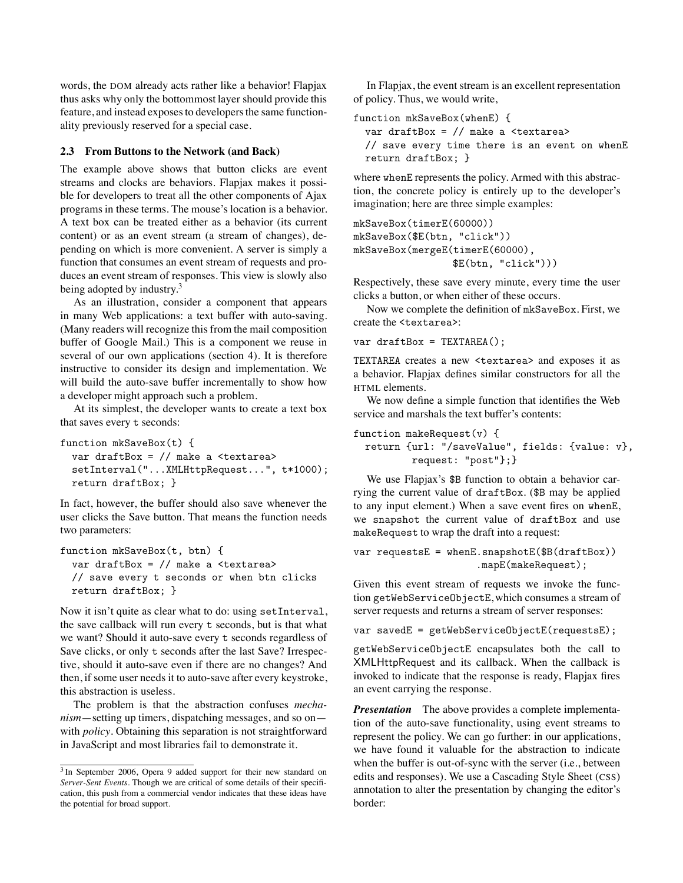words, the DOM already acts rather like a behavior! Flapjax thus asks why only the bottommost layer should provide this feature, and instead exposes to developers the same functionality previously reserved for a special case.

### 2.3 From Buttons to the Network (and Back)

The example above shows that button clicks are event streams and clocks are behaviors. Flapjax makes it possible for developers to treat all the other components of Ajax programs in these terms. The mouse's location is a behavior. A text box can be treated either as a behavior (its current content) or as an event stream (a stream of changes), depending on which is more convenient. A server is simply a function that consumes an event stream of requests and produces an event stream of responses. This view is slowly also being adopted by industry.[3]

As an illustration, consider a component that appears in many Web applications: a text buffer with auto-saving. (Many readers will recognize this from the mail composition buffer of Google Mail.) This is a component we reuse in several of our own applications (section 4). It is therefore instructive to consider its design and implementation. We will build the auto-save buffer incrementally to show how a developer might approach such a problem.

At its simplest, the developer wants to create a text box that saves every t seconds:

```
function mkSaveBox(t) {
  var draftBox = // make a <textarea>
  setInterval("...XMLHttpRequest...", t*1000);
  return draftBox; }
```

In fact, however, the buffer should also save whenever the user clicks the Save button. That means the function needs two parameters:

```
function mkSaveBox(t, btn) {
  var draftBox = // make a <textarea>
  // save every t seconds or when btn clicks
  return draftBox; }
```

Now it isn't quite as clear what to do: using `setInterval`, the save callback will run every `t` seconds, but is that what we want? Should it auto-save every `t` seconds regardless of Save clicks, or only `t` seconds after the last Save? Irrespective, should it auto-save even if there are no changes? And then, if some user needs it to auto-save after every keystroke, this abstraction is useless.

The problem is that the abstraction confuses *mechanism*—setting up timers, dispatching messages, and so on—with *policy*. Obtaining this separation is not straightforward in JavaScript and most libraries fail to demonstrate it.

In Flapjax, the event stream is an excellent representation of policy. Thus, we would write,

```
function mkSaveBox(whenE) {
  var draftBox = // make a <textarea>
  // save every time there is an event on whenE
  return draftBox; }
```

where `whenE` represents the policy. Armed with this abstraction, the concrete policy is entirely up to the developer's imagination; here are three simple examples:

```
mkSaveBox(timerE(60000))
mkSaveBox($E(btn, "click"))
mkSaveBox(mergeE(timerE(60000),
                 $E(btn, "click")))
```

Respectively, these save every minute, every time the user clicks a button, or when either of these occurs.

Now we complete the definition of `mkSaveBox`. First, we create the `<textarea>`:

```
var draftBox = TEXTAREA();
```

`TEXTAREA` creates a new `<textarea>` and exposes it as a behavior. Flapjax defines similar constructors for all the HTML elements.

We now define a simple function that identifies the Web service and marshals the text buffer's contents:

```
function makeRequest(v) {
  return {url: "/saveValue", fields: {value: v},
          request: "post"};}
```

We use Flapjax's `$B` function to obtain a behavior carrying the current value of `draftBox`. (`$B` may be applied to any input element.) When a save event fires on `whenE`, we snapshot the current value of `draftBox` and use `makeRequest` to wrap the draft into a request:

```
var requestsE = whenE.snapshotE($B(draftBox))
                     .mapE(makeRequest);
```

Given this event stream of requests we invoke the function `getWebServiceObjectE`, which consumes a stream of server requests and returns a stream of server responses:

```
var savedE = getWebServiceObjectE(requestsE);
```

`getWebServiceObjectE` encapsulates both the call to XMLHttpRequest and its callback. When the callback is invoked to indicate that the response is ready, Flapjax fires an event carrying the response.

***Presentation*** The above provides a complete implementation of the auto-save functionality, using event streams to represent the policy. We can go further: in our applications, we have found it valuable for the abstraction to indicate when the buffer is out-of-sync with the server (i.e., between edits and responses). We use a Cascading Style Sheet (CSS) annotation to alter the presentation by changing the editor's border:

[3] In September 2006, Opera 9 added support for their new standard on *Server-Sent Events*. Though we are critical of some details of their specification, this push from a commercial vendor indicates that these ideas have the potential for broad support.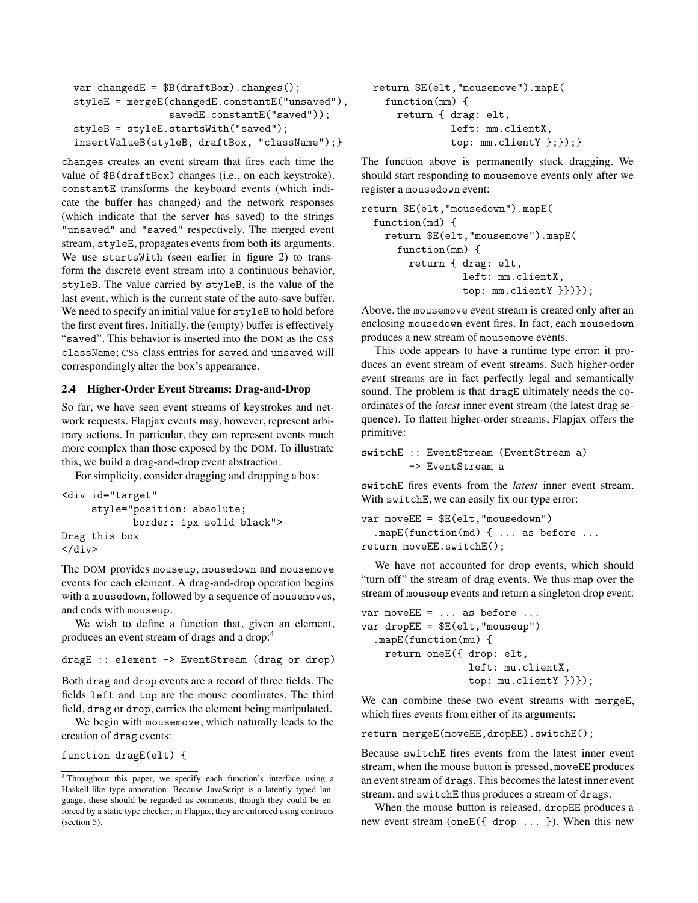```
var changedE = $B(draftBox).changes();
styleE = mergeE(changedE.constantE("unsaved"),
                savedE.constantE("saved"));
styleB = styleE.startsWith("saved");
insertValueB(styleB, draftBox, "className");}
```

`changes` creates an event stream that fires each time the value of `$B(draftBox)` changes (i.e., on each keystroke). `constantE` transforms the keyboard events (which indicate the buffer has changed) and the network responses (which indicate that the server has saved) to the strings `"unsaved"` and `"saved"` respectively. The merged event stream, `styleE`, propagates events from both its arguments. We use `startsWith` (seen earlier in figure 2) to transform the discrete event stream into a continuous behavior, `styleB`. The value carried by `styleB`, is the value of the last event, which is the current state of the auto-save buffer. We need to specify an initial value for `styleB` to hold before the first event fires. Initially, the (empty) buffer is effectively "`saved`". This behavior is inserted into the DOM as the CSS `className`; CSS class entries for `saved` and `unsaved` will correspondingly alter the box's appearance.

### 2.4 Higher-Order Event Streams: Drag-and-Drop

So far, we have seen event streams of keystrokes and network requests. Flapjax events may, however, represent arbitrary actions. In particular, they can represent events much more complex than those exposed by the DOM. To illustrate this, we build a drag-and-drop event abstraction.

For simplicity, consider dragging and dropping a box:

```
<div id="target"
     style="position: absolute;
            border: 1px solid black">
Drag this box
</div>
```

The DOM provides `mouseup`, `mousedown` and `mousemove` events for each element. A drag-and-drop operation begins with a `mousedown`, followed by a sequence of `mousemove`s, and ends with `mouseup`.

We wish to define a function that, given an element, produces an event stream of drags and a drop:[4]

```
dragE :: element -> EventStream (drag or drop)
```

Both `drag` and `drop` events are a record of three fields. The fields `left` and `top` are the mouse coordinates. The third field, `drag` or `drop`, carries the element being manipulated.

We begin with `mousemove`, which naturally leads to the creation of `drag` events:

```
function dragE(elt) {
  return $E(elt,"mousemove").mapE(
    function(mm) {
      return { drag: elt,
               left: mm.clientX,
               top: mm.clientY };});;}
```

The function above is permanently stuck dragging. We should start responding to `mousemove` events only after we register a `mousedown` event:

```
return $E(elt,"mousedown").mapE(
  function(md) {
    return $E(elt,"mousemove").mapE(
      function(mm) {
        return { drag: elt,
                 left: mm.clientX,
                 top: mm.clientY }})});
```

Above, the `mousemove` event stream is created only after an enclosing `mousedown` event fires. In fact, each `mousedown` produces a new stream of `mousemove` events.

This code appears to have a runtime type error: it produces an event stream of event streams. Such higher-order event streams are in fact perfectly legal and semantically sound. The problem is that `dragE` ultimately needs the coordinates of the *latest* inner event stream (the latest drag sequence). To flatten higher-order streams, Flapjax offers the primitive:

```
switchE :: EventStream (EventStream a)
        -> EventStream a
```

`switchE` fires events from the *latest* inner event stream. With `switchE`, we can easily fix our type error:

```
var moveEE = $E(elt,"mousedown")
  .mapE(function(md) { ... as before ...
return moveEE.switchE();
```

We have not accounted for drop events, which should "turn off" the stream of drag events. We thus map over the stream of `mouseup` events and return a singleton drop event:

```
var moveEE = ... as before ...
var dropEE = $E(elt,"mouseup")
  .mapE(function(mu) {
    return oneE({ drop: elt,
                  left: mu.clientX,
                  top: mu.clientY })});
```

We can combine these two event streams with `mergeE`, which fires events from either of its arguments:

```
return mergeE(moveEE,dropEE).switchE();
```

Because `switchE` fires events from the latest inner event stream, when the mouse button is pressed, `moveEE` produces an event stream of `drag`s. This becomes the latest inner event stream, and `switchE` thus produces a stream of `drag`s.

When the mouse button is released, `dropEE` produces a new event stream (`oneE({ drop ... })`). When this new

[4] Throughout this paper, we specify each function's interface using a Haskell-like type annotation. Because JavaScript is a latently typed language, these should be regarded as comments, though they could be enforced by a static type checker; in Flapjax, they are enforced using contracts (section 5).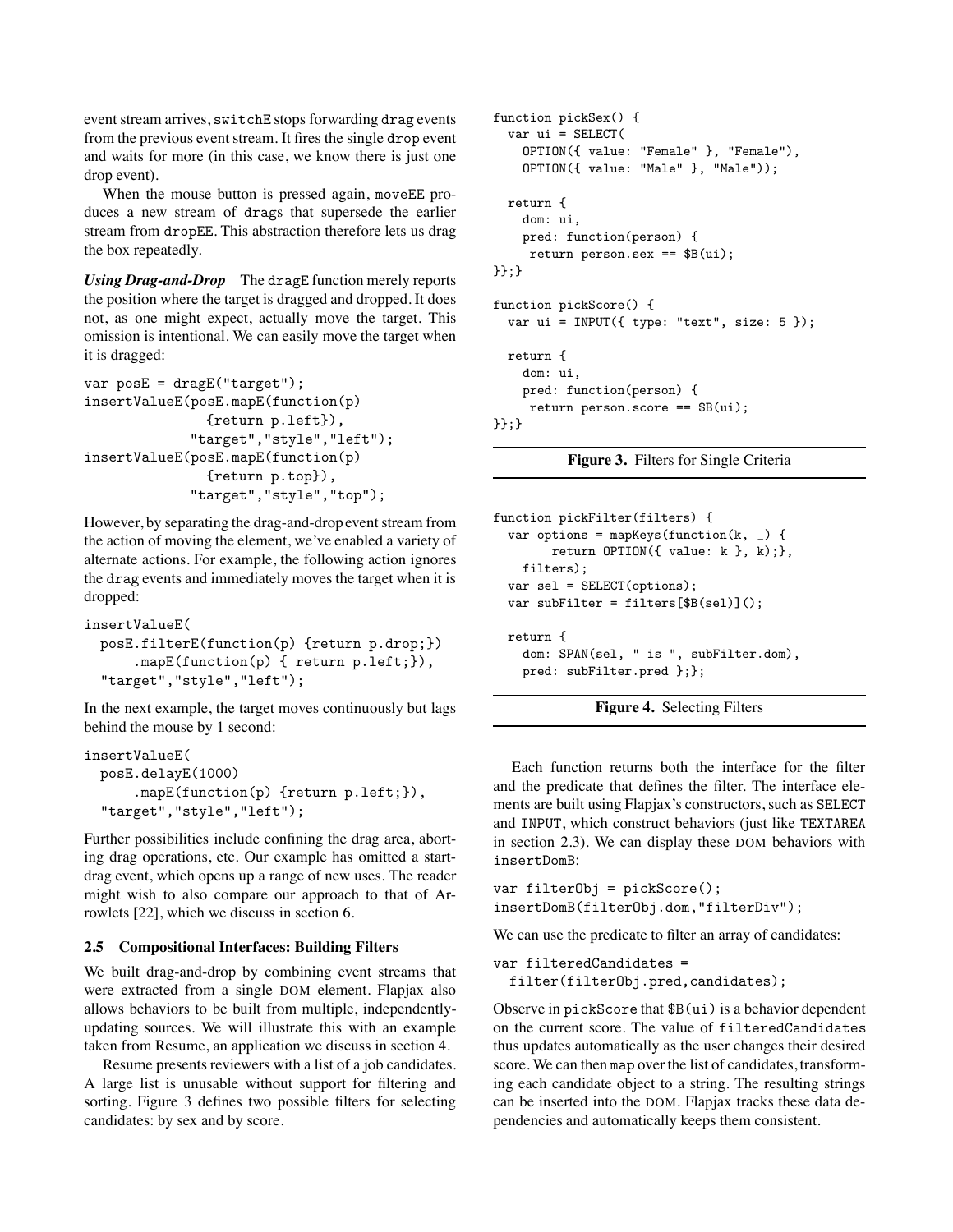event stream arrives, switchE stops forwarding drag events from the previous event stream. It fires the single drop event and waits for more (in this case, we know there is just one drop event).

When the mouse button is pressed again, moveEE produces a new stream of drags that supersede the earlier stream from dropEE. This abstraction therefore lets us drag the box repeatedly.

***Using Drag-and-Drop*** The dragE function merely reports the position where the target is dragged and dropped. It does not, as one might expect, actually move the target. This omission is intentional. We can easily move the target when it is dragged:

```
var posE = dragE("target");
insertValueE(posE.mapE(function(p)
                {return p.left}),
              "target","style","left");
insertValueE(posE.mapE(function(p)
                {return p.top}),
              "target","style","top");
```

However, by separating the drag-and-drop event stream from the action of moving the element, we've enabled a variety of alternate actions. For example, the following action ignores the drag events and immediately moves the target when it is dropped:

```
insertValueE(
  posE.filterE(function(p) {return p.drop;})
      .mapE(function(p) { return p.left;}),
  "target","style","left");
```

In the next example, the target moves continuously but lags behind the mouse by 1 second:

```
insertValueE(
  posE.delayE(1000)
      .mapE(function(p) {return p.left;}),
  "target","style","left");
```

Further possibilities include confining the drag area, aborting drag operations, etc. Our example has omitted a start-drag event, which opens up a range of new uses. The reader might wish to also compare our approach to that of Arrowlets [22], which we discuss in section 6.

### 2.5 Compositional Interfaces: Building Filters

We built drag-and-drop by combining event streams that were extracted from a single DOM element. Flapjax also allows behaviors to be built from multiple, independently-updating sources. We will illustrate this with an example taken from Resume, an application we discuss in section 4.

Resume presents reviewers with a list of a job candidates. A large list is unusable without support for filtering and sorting. Figure 3 defines two possible filters for selecting candidates: by sex and by score.

```
function pickSex() {
  var ui = SELECT(
    OPTION({ value: "Female" }, "Female"),
    OPTION({ value: "Male" }, "Male"));

  return {
    dom: ui,
    pred: function(person) {
     return person.sex == $B(ui);
}};}

function pickScore() {
  var ui = INPUT({ type: "text", size: 5 });

  return {
    dom: ui,
    pred: function(person) {
     return person.score == $B(ui);
}};}
```

**Figure 3.** Filters for Single Criteria

```
function pickFilter(filters) {
  var options = mapKeys(function(k, _) {
        return OPTION({ value: k }, k);},
    filters);
  var sel = SELECT(options);
  var subFilter = filters[$B(sel)]();

  return {
    dom: SPAN(sel, " is ", subFilter.dom),
    pred: subFilter.pred };};
```

**Figure 4.** Selecting Filters

Each function returns both the interface for the filter and the predicate that defines the filter. The interface elements are built using Flapjax's constructors, such as SELECT and INPUT, which construct behaviors (just like TEXTAREA in section 2.3). We can display these DOM behaviors with insertDomB:

```
var filterObj = pickScore();
insertDomB(filterObj.dom,"filterDiv");
```

We can use the predicate to filter an array of candidates:

```
var filteredCandidates =
  filter(filterObj.pred,candidates);
```

Observe in pickScore that $B(ui) is a behavior dependent on the current score. The value of filteredCandidates thus updates automatically as the user changes their desired score. We can then map over the list of candidates, transforming each candidate object to a string. The resulting strings can be inserted into the DOM. Flapjax tracks these data dependencies and automatically keeps them consistent.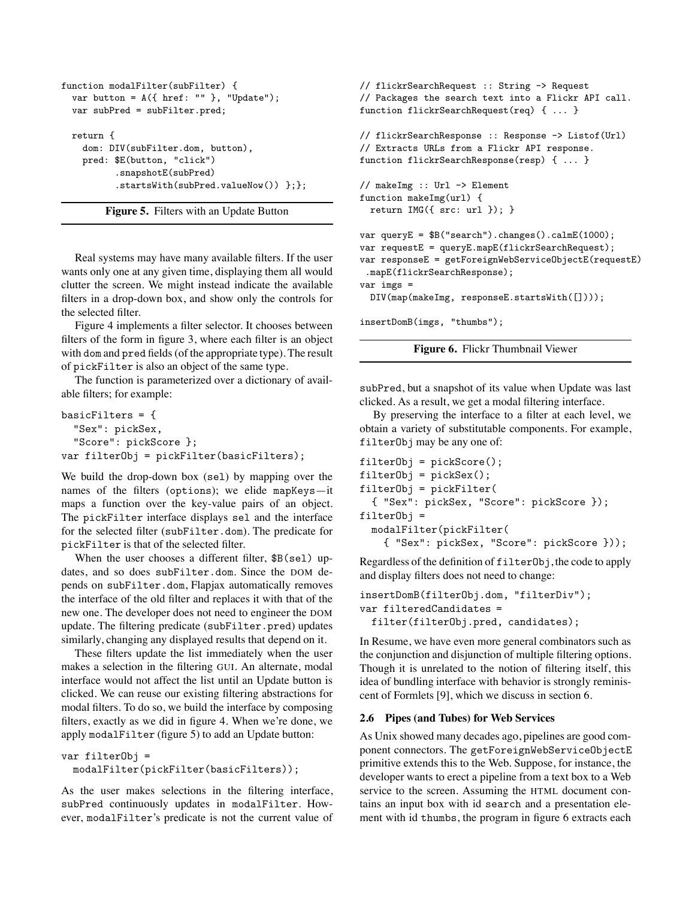```
function modalFilter(subFilter) {
  var button = A({ href: "" }, "Update");
  var subPred = subFilter.pred;

  return {
    dom: DIV(subFilter.dom, button),
    pred: $E(button, "click")
          .snapshotE(subPred)
          .startsWith(subPred.valueNow()) };};
```

**Figure 5.** Filters with an Update Button

Real systems may have many available filters. If the user wants only one at any given time, displaying them all would clutter the screen. We might instead indicate the available filters in a drop-down box, and show only the controls for the selected filter.

Figure 4 implements a filter selector. It chooses between filters of the form in figure 3, where each filter is an object with `dom` and `pred` fields (of the appropriate type). The result of `pickFilter` is also an object of the same type.

The function is parameterized over a dictionary of available filters; for example:

```
basicFilters = {
  "Sex": pickSex,
  "Score": pickScore };
var filterObj = pickFilter(basicFilters);
```

We build the drop-down box (`sel`) by mapping over the names of the filters (`options`); we elide `mapKeys`—it maps a function over the key-value pairs of an object. The `pickFilter` interface displays `sel` and the interface for the selected filter (`subFilter.dom`). The predicate for `pickFilter` is that of the selected filter.

When the user chooses a different filter, `$B(sel)` updates, and so does `subFilter.dom`. Since the DOM depends on `subFilter.dom`, Flapjax automatically removes the interface of the old filter and replaces it with that of the new one. The developer does not need to engineer the DOM update. The filtering predicate (`subFilter.pred`) updates similarly, changing any displayed results that depend on it.

These filters update the list immediately when the user makes a selection in the filtering GUI. An alternate, modal interface would not affect the list until an Update button is clicked. We can reuse our existing filtering abstractions for modal filters. To do so, we build the interface by composing filters, exactly as we did in figure 4. When we're done, we apply `modalFilter` (figure 5) to add an Update button:

```
var filterObj =
  modalFilter(pickFilter(basicFilters));
```

As the user makes selections in the filtering interface, `subPred` continuously updates in `modalFilter`. However, `modalFilter`'s predicate is not the current value of `subPred`, but a snapshot of its value when Update was last clicked. As a result, we get a modal filtering interface.

By preserving the interface to a filter at each level, we obtain a variety of substitutable components. For example, `filterObj` may be any one of:

```
filterObj = pickScore();
filterObj = pickSex();
filterObj = pickFilter(
  { "Sex": pickSex, "Score": pickScore });
filterObj =
  modalFilter(pickFilter(
    { "Sex": pickSex, "Score": pickScore }));
```

Regardless of the definition of `filterObj`, the code to apply and display filters does not need to change:

```
insertDomB(filterObj.dom, "filterDiv");
var filteredCandidates =
  filter(filterObj.pred, candidates);
```

In Resume, we have even more general combinators such as the conjunction and disjunction of multiple filtering options. Though it is unrelated to the notion of filtering itself, this idea of bundling interface with behavior is strongly reminiscent of Formlets [9], which we discuss in section 6.

### 2.6 Pipes (and Tubes) for Web Services

As Unix showed many decades ago, pipelines are good component connectors. The `getForeignWebServiceObjectE` primitive extends this to the Web. Suppose, for instance, the developer wants to erect a pipeline from a text box to a Web service to the screen. Assuming the HTML document contains an input box with id `search` and a presentation element with id `thumbs`, the program in figure 6 extracts each

```
// flickrSearchRequest :: String -> Request
// Packages the search text into a Flickr API call.
function flickrSearchRequest(req) { ... }

// flickrSearchResponse :: Response -> Listof(Url)
// Extracts URLs from a Flickr API response.
function flickrSearchResponse(resp) { ... }

// makeImg :: Url -> Element
function makeImg(url) {
  return IMG({ src: url }); }

var queryE = $B("search").changes().calmE(1000);
var requestE = queryE.mapE(flickrSearchRequest);
var responseE = getForeignWebServiceObjectE(requestE)
 .mapE(flickrSearchResponse);
var imgs =
  DIV(map(makeImg, responseE.startsWith([])));

insertDomB(imgs, "thumbs");
```

**Figure 6.** Flickr Thumbnail Viewer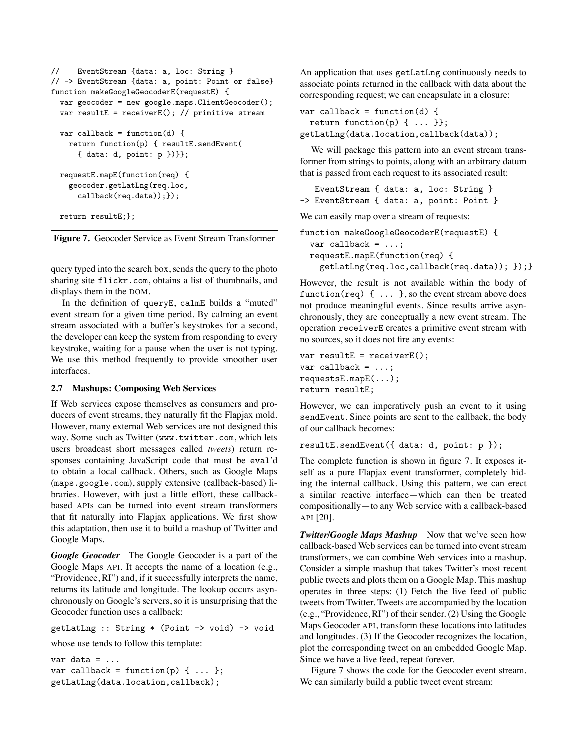```
//    EventStream {data: a, loc: String }
// -> EventStream {data: a, point: Point or false}
function makeGoogleGeocoderE(requestE) {
  var geocoder = new google.maps.ClientGeocoder();
  var resultE = receiverE(); // primitive stream

  var callback = function(d) {
    return function(p) { resultE.sendEvent(
      { data: d, point: p })}};

  requestE.mapE(function(req) {
    geocoder.getLatLng(req.loc,
      callback(req.data));});

  return resultE;};
```

**Figure 7.** Geocoder Service as Event Stream Transformer

query typed into the search box, sends the query to the photo sharing site `flickr.com`, obtains a list of thumbnails, and displays them in the DOM.

In the definition of `queryE`, `calmE` builds a "muted" event stream for a given time period. By calming an event stream associated with a buffer's keystrokes for a second, the developer can keep the system from responding to every keystroke, waiting for a pause when the user is not typing. We use this method frequently to provide smoother user interfaces.

### 2.7 Mashups: Composing Web Services

If Web services expose themselves as consumers and producers of event streams, they naturally fit the Flapjax mold. However, many external Web services are not designed this way. Some such as Twitter (`www.twitter.com`, which lets users broadcast short messages called *tweets*) return responses containing JavaScript code that must be `eval`'d to obtain a local callback. Others, such as Google Maps (`maps.google.com`), supply extensive (callback-based) libraries. However, with just a little effort, these callback-based APIs can be turned into event stream transformers that fit naturally into Flapjax applications. We first show this adaptation, then use it to build a mashup of Twitter and Google Maps.

***Google Geocoder*** The Google Geocoder is a part of the Google Maps API. It accepts the name of a location (e.g., "Providence, RI") and, if it successfully interprets the name, returns its latitude and longitude. The lookup occurs asynchronously on Google's servers, so it is unsurprising that the Geocoder function uses a callback:

```
getLatLng :: String * (Point -> void) -> void
```

whose use tends to follow this template:

```
var data = ...
var callback = function(p) { ... };
getLatLng(data.location,callback);
```

An application that uses `getLatLng` continuously needs to associate points returned in the callback with data about the corresponding request; we can encapsulate in a closure:

```
var callback = function(d) {
  return function(p) { ... }};
getLatLng(data.location,callback(data));
```

We will package this pattern into an event stream transformer from strings to points, along with an arbitrary datum that is passed from each request to its associated result:

```
   EventStream { data: a, loc: String }
-> EventStream { data: a, point: Point }
```

We can easily map over a stream of requests:

```
function makeGoogleGeocoderE(requestE) {
  var callback = ...;
  requestE.mapE(function(req) {
    getLatLng(req.loc,callback(req.data)); });}
```

However, the result is not available within the body of `function(req) { ... }`, so the event stream above does not produce meaningful events. Since results arrive asynchronously, they are conceptually a new event stream. The operation `receiverE` creates a primitive event stream with no sources, so it does not fire any events:

```
var resultE = receiverE();
var callback = ...;
requestsE.mapE(...);
return resultE;
```

However, we can imperatively push an event to it using `sendEvent`. Since points are sent to the callback, the body of our callback becomes:

```
resultE.sendEvent({ data: d, point: p });
```

The complete function is shown in figure 7. It exposes itself as a pure Flapjax event transformer, completely hiding the internal callback. Using this pattern, we can erect a similar reactive interface—which can then be treated compositionally—to any Web service with a callback-based API [20].

***Twitter/Google Maps Mashup*** Now that we've seen how callback-based Web services can be turned into event stream transformers, we can combine Web services into a mashup. Consider a simple mashup that takes Twitter's most recent public tweets and plots them on a Google Map. This mashup operates in three steps: (1) Fetch the live feed of public tweets from Twitter. Tweets are accompanied by the location (e.g., "Providence, RI") of their sender. (2) Using the Google Maps Geocoder API, transform these locations into latitudes and longitudes. (3) If the Geocoder recognizes the location, plot the corresponding tweet on an embedded Google Map. Since we have a live feed, repeat forever.

Figure 7 shows the code for the Geocoder event stream. We can similarly build a public tweet event stream: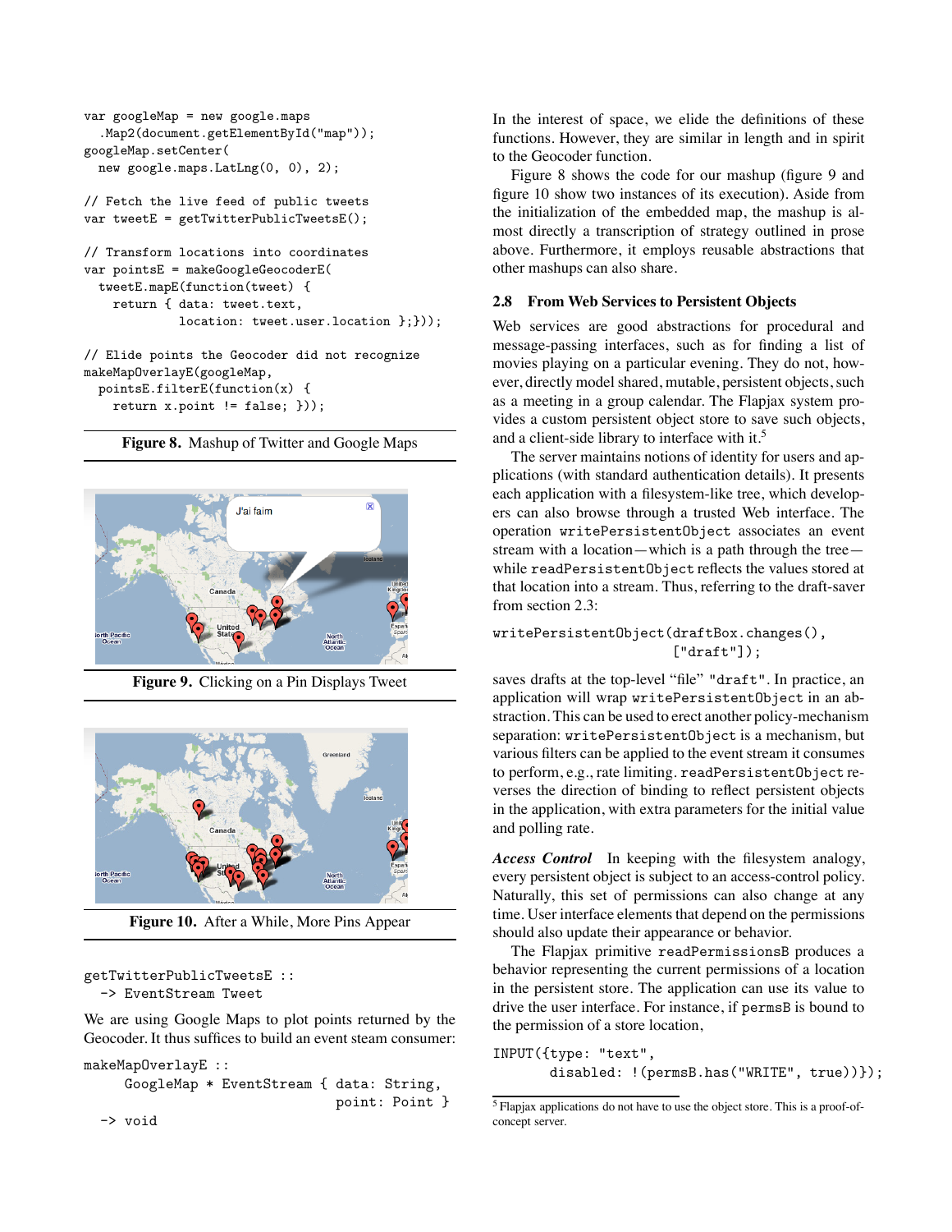```
var googleMap = new google.maps
  .Map2(document.getElementById("map"));
googleMap.setCenter(
  new google.maps.LatLng(0, 0), 2);

// Fetch the live feed of public tweets
var tweetE = getTwitterPublicTweetsE();

// Transform locations into coordinates
var pointsE = makeGoogleGeocoderE(
  tweetE.mapE(function(tweet) {
    return { data: tweet.text,
             location: tweet.user.location };}));

// Elide points the Geocoder did not recognize
makeMapOverlayE(googleMap,
  pointsE.filterE(function(x) {
    return x.point != false; }));
```

**Figure 8.** Mashup of Twitter and Google Maps

**Figure 9.** Clicking on a Pin Displays Tweet

**Figure 10.** After a While, More Pins Appear

```
getTwitterPublicTweetsE ::
  -> EventStream Tweet
```

We are using Google Maps to plot points returned by the Geocoder. It thus suffices to build an event steam consumer:

```
makeMapOverlayE ::
     GoogleMap * EventStream { data: String,
                               point: Point }
  -> void
```

In the interest of space, we elide the definitions of these functions. However, they are similar in length and in spirit to the Geocoder function.

Figure 8 shows the code for our mashup (figure 9 and figure 10 show two instances of its execution). Aside from the initialization of the embedded map, the mashup is almost directly a transcription of strategy outlined in prose above. Furthermore, it employs reusable abstractions that other mashups can also share.

### 2.8 From Web Services to Persistent Objects

Web services are good abstractions for procedural and message-passing interfaces, such as for finding a list of movies playing on a particular evening. They do not, however, directly model shared, mutable, persistent objects, such as a meeting in a group calendar. The Flapjax system provides a custom persistent object store to save such objects, and a client-side library to interface with it.[5]

The server maintains notions of identity for users and applications (with standard authentication details). It presents each application with a filesystem-like tree, which developers can also browse through a trusted Web interface. The operation `writePersistentObject` associates an event stream with a location—which is a path through the tree—while `readPersistentObject` reflects the values stored at that location into a stream. Thus, referring to the draft-saver from section 2.3:

```
writePersistentObject(draftBox.changes(),
                      ["draft"]);
```

saves drafts at the top-level "file" `"draft"`. In practice, an application will wrap `writePersistentObject` in an abstraction. This can be used to erect another policy-mechanism separation: `writePersistentObject` is a mechanism, but various filters can be applied to the event stream it consumes to perform, e.g., rate limiting. `readPersistentObject` reverses the direction of binding to reflect persistent objects in the application, with extra parameters for the initial value and polling rate.

***Access Control*** In keeping with the filesystem analogy, every persistent object is subject to an access-control policy. Naturally, this set of permissions can also change at any time. User interface elements that depend on the permissions should also update their appearance or behavior.

The Flapjax primitive `readPermissionsB` produces a behavior representing the current permissions of a location in the persistent store. The application can use its value to drive the user interface. For instance, if `permsB` is bound to the permission of a store location,

```
INPUT({type: "text",
       disabled: !(permsB.has("WRITE", true))});
```

[5] Flapjax applications do not have to use the object store. This is a proof-of-concept server.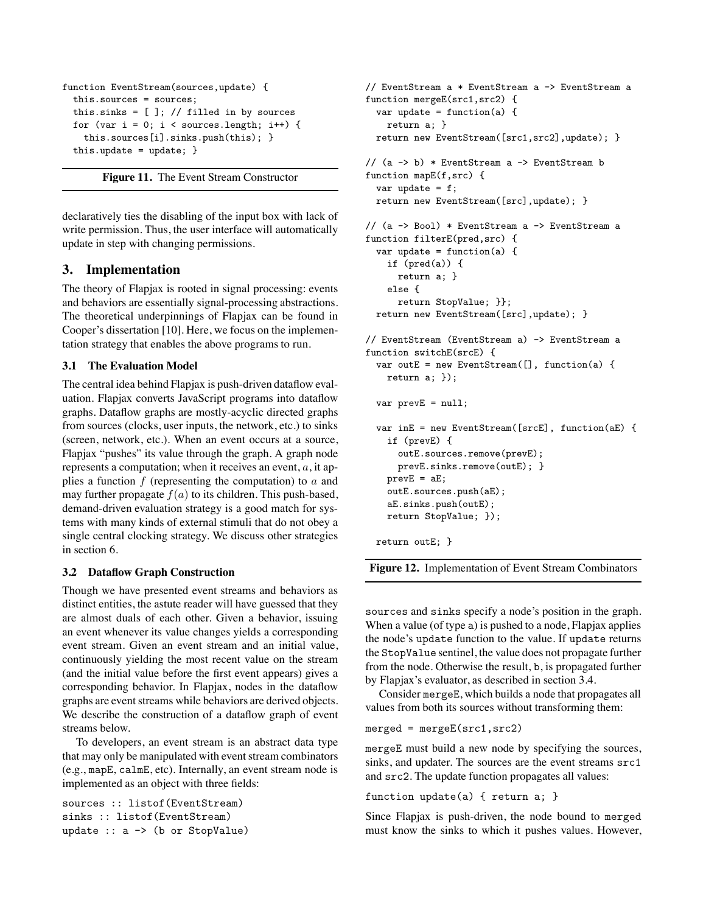```
function EventStream(sources,update) {
  this.sources = sources;
  this.sinks = [ ]; // filled in by sources
  for (var i = 0; i < sources.length; i++) {
    this.sources[i].sinks.push(this); }
  this.update = update; }
```

**Figure 11.** The Event Stream Constructor

declaratively ties the disabling of the input box with lack of write permission. Thus, the user interface will automatically update in step with changing permissions.

## 3. Implementation

The theory of Flapjax is rooted in signal processing: events and behaviors are essentially signal-processing abstractions. The theoretical underpinnings of Flapjax can be found in Cooper's dissertation [10]. Here, we focus on the implementation strategy that enables the above programs to run.

### 3.1 The Evaluation Model

The central idea behind Flapjax is push-driven dataflow evaluation. Flapjax converts JavaScript programs into dataflow graphs. Dataflow graphs are mostly-acyclic directed graphs from sources (clocks, user inputs, the network, etc.) to sinks (screen, network, etc.). When an event occurs at a source, Flapjax "pushes" its value through the graph. A graph node represents a computation; when it receives an event, $a$, it applies a function $f$ (representing the computation) to $a$ and may further propagate $f(a)$ to its children. This push-based, demand-driven evaluation strategy is a good match for systems with many kinds of external stimuli that do not obey a single central clocking strategy. We discuss other strategies in section 6.

### 3.2 Dataflow Graph Construction

Though we have presented event streams and behaviors as distinct entities, the astute reader will have guessed that they are almost duals of each other. Given a behavior, issuing an event whenever its value changes yields a corresponding event stream. Given an event stream and an initial value, continuously yielding the most recent value on the stream (and the initial value before the first event appears) gives a corresponding behavior. In Flapjax, nodes in the dataflow graphs are event streams while behaviors are derived objects. We describe the construction of a dataflow graph of event streams below.

To developers, an event stream is an abstract data type that may only be manipulated with event stream combinators (e.g., mapE, calmE, etc). Internally, an event stream node is implemented as an object with three fields:

```
sources :: listof(EventStream)
sinks :: listof(EventStream)
update :: a -> (b or StopValue)
```

```
// EventStream a * EventStream a -> EventStream a
function mergeE(src1,src2) {
  var update = function(a) {
    return a; }
  return new EventStream([src1,src2],update); }

// (a -> b) * EventStream a -> EventStream b
function mapE(f,src) {
  var update = f;
  return new EventStream([src],update); }

// (a -> Bool) * EventStream a -> EventStream a
function filterE(pred,src) {
  var update = function(a) {
    if (pred(a)) {
      return a; }
    else {
      return StopValue; }};
  return new EventStream([src],update); }

// EventStream (EventStream a) -> EventStream a
function switchE(srcE) {
  var outE = new EventStream([], function(a) {
    return a; });

  var prevE = null;

  var inE = new EventStream([srcE], function(aE) {
    if (prevE) {
      outE.sources.remove(prevE);
      prevE.sinks.remove(outE); }
    prevE = aE;
    outE.sources.push(aE);
    aE.sinks.push(outE);
    return StopValue; });

  return outE; }
```

**Figure 12.** Implementation of Event Stream Combinators

sources and sinks specify a node's position in the graph. When a value (of type a) is pushed to a node, Flapjax applies the node's update function to the value. If update returns the StopValue sentinel, the value does not propagate further from the node. Otherwise the result, b, is propagated further by Flapjax's evaluator, as described in section 3.4.

Consider mergeE, which builds a node that propagates all values from both its sources without transforming them:

```
merged = mergeE(src1,src2)
```

mergeE must build a new node by specifying the sources, sinks, and updater. The sources are the event streams src1 and src2. The update function propagates all values:

```
function update(a) { return a; }
```

Since Flapjax is push-driven, the node bound to merged must know the sinks to which it pushes values. However,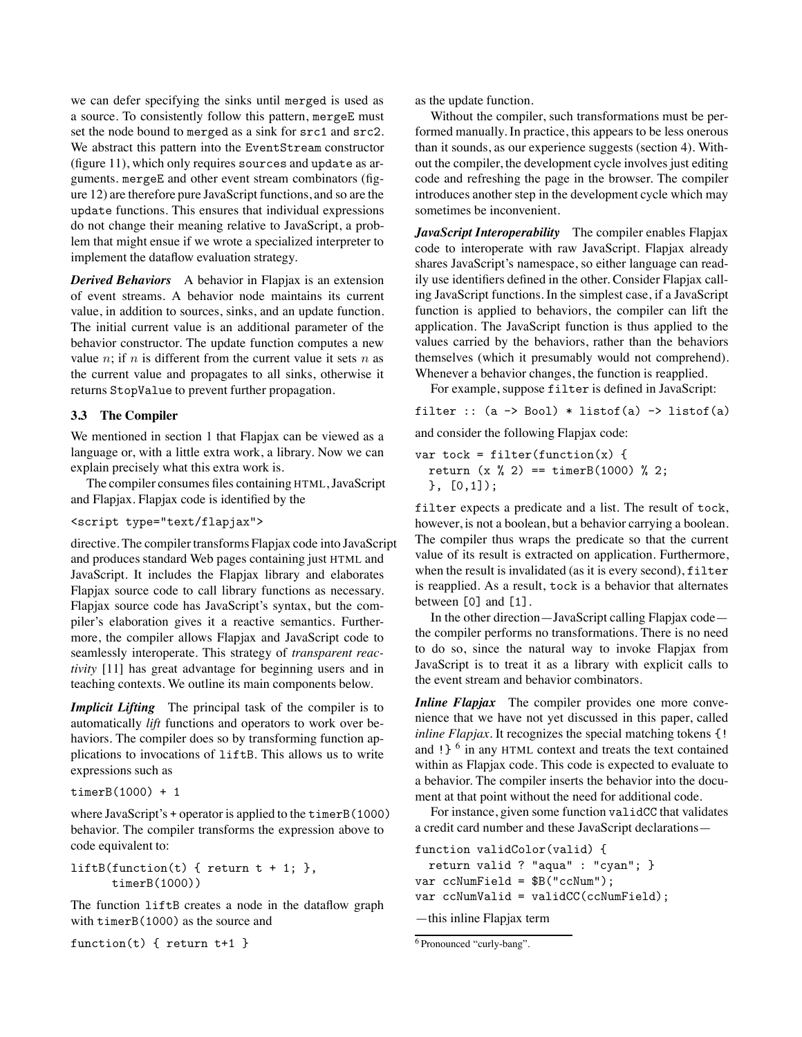we can defer specifying the sinks until merged is used as a source. To consistently follow this pattern, mergeE must set the node bound to merged as a sink for src1 and src2. We abstract this pattern into the EventStream constructor (figure 11), which only requires sources and update as arguments. mergeE and other event stream combinators (figure 12) are therefore pure JavaScript functions, and so are the update functions. This ensures that individual expressions do not change their meaning relative to JavaScript, a problem that might ensue if we wrote a specialized interpreter to implement the dataflow evaluation strategy.

***Derived Behaviors*** A behavior in Flapjax is an extension of event streams. A behavior node maintains its current value, in addition to sources, sinks, and an update function. The initial current value is an additional parameter of the behavior constructor. The update function computes a new value $n$; if $n$ is different from the current value it sets $n$ as the current value and propagates to all sinks, otherwise it returns StopValue to prevent further propagation.

### 3.3 The Compiler

We mentioned in section 1 that Flapjax can be viewed as a language or, with a little extra work, a library. Now we can explain precisely what this extra work is.

The compiler consumes files containing HTML, JavaScript and Flapjax. Flapjax code is identified by the

```
<script type="text/flapjax">
```

directive. The compiler transforms Flapjax code into JavaScript and produces standard Web pages containing just HTML and JavaScript. It includes the Flapjax library and elaborates Flapjax source code to call library functions as necessary. Flapjax source code has JavaScript's syntax, but the compiler's elaboration gives it a reactive semantics. Furthermore, the compiler allows Flapjax and JavaScript code to seamlessly interoperate. This strategy of *transparent reactivity* [11] has great advantage for beginning users and in teaching contexts. We outline its main components below.

***Implicit Lifting*** The principal task of the compiler is to automatically *lift* functions and operators to work over behaviors. The compiler does so by transforming function applications to invocations of liftB. This allows us to write expressions such as

```
timerB(1000) + 1
```

where JavaScript's + operator is applied to the timerB(1000) behavior. The compiler transforms the expression above to code equivalent to:

```
liftB(function(t) { return t + 1; },
      timerB(1000))
```

The function liftB creates a node in the dataflow graph with timerB(1000) as the source and

```
function(t) { return t+1 }
```

as the update function.

Without the compiler, such transformations must be performed manually. In practice, this appears to be less onerous than it sounds, as our experience suggests (section 4). Without the compiler, the development cycle involves just editing code and refreshing the page in the browser. The compiler introduces another step in the development cycle which may sometimes be inconvenient.

***JavaScript Interoperability*** The compiler enables Flapjax code to interoperate with raw JavaScript. Flapjax already shares JavaScript's namespace, so either language can readily use identifiers defined in the other. Consider Flapjax calling JavaScript functions. In the simplest case, if a JavaScript function is applied to behaviors, the compiler can lift the application. The JavaScript function is thus applied to the values carried by the behaviors, rather than the behaviors themselves (which it presumably would not comprehend). Whenever a behavior changes, the function is reapplied.

For example, suppose filter is defined in JavaScript:

```
filter :: (a -> Bool) * listof(a) -> listof(a)
```

and consider the following Flapjax code:

```
var tock = filter(function(x) {
  return (x % 2) == timerB(1000) % 2;
  }, [0,1]);
```

filter expects a predicate and a list. The result of tock, however, is not a boolean, but a behavior carrying a boolean. The compiler thus wraps the predicate so that the current value of its result is extracted on application. Furthermore, when the result is invalidated (as it is every second), filter is reapplied. As a result, tock is a behavior that alternates between [0] and [1].

In the other direction—JavaScript calling Flapjax code—the compiler performs no transformations. There is no need to do so, since the natural way to invoke Flapjax from JavaScript is to treat it as a library with explicit calls to the event stream and behavior combinators.

***Inline Flapjax*** The compiler provides one more convenience that we have not yet discussed in this paper, called *inline Flapjax*. It recognizes the special matching tokens {! and !} [6] in any HTML context and treats the text contained within as Flapjax code. This code is expected to evaluate to a behavior. The compiler inserts the behavior into the document at that point without the need for additional code.

For instance, given some function validCC that validates a credit card number and these JavaScript declarations—

```
function validColor(valid) {
  return valid ? "aqua" : "cyan"; }
var ccNumField = $B("ccNum");
var ccNumValid = validCC(ccNumField);
```

—this inline Flapjax term

[6] Pronounced "curly-bang".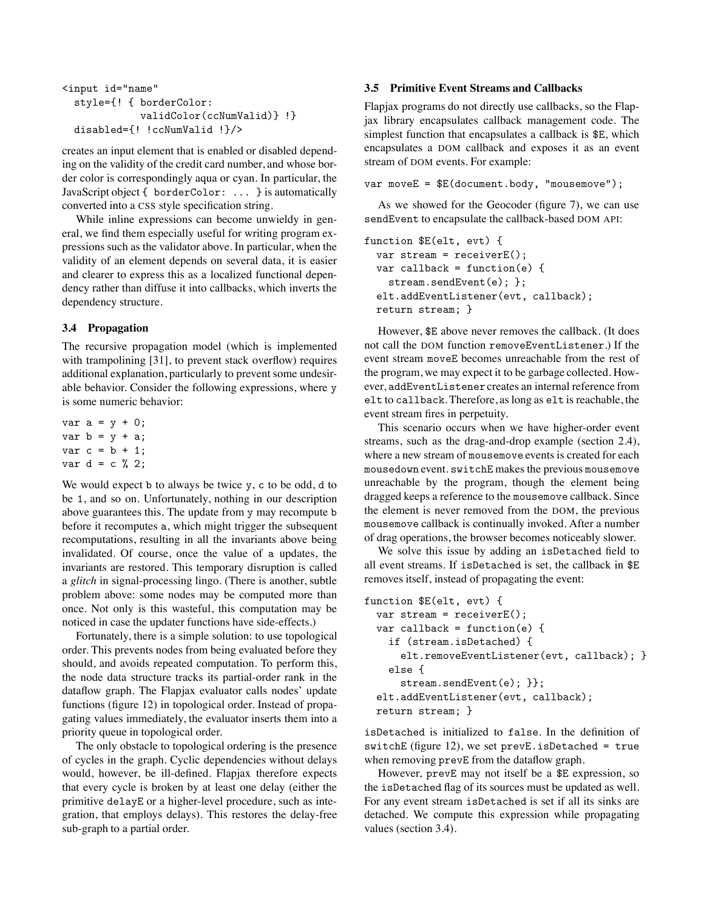```
<input id="name"
  style={! { borderColor:
             validColor(ccNumValid)} !}
  disabled={! !ccNumValid !}/>
```

creates an input element that is enabled or disabled depending on the validity of the credit card number, and whose border color is correspondingly aqua or cyan. In particular, the JavaScript object `{ borderColor: ... }` is automatically converted into a CSS style specification string.

While inline expressions can become unwieldy in general, we find them especially useful for writing program expressions such as the validator above. In particular, when the validity of an element depends on several data, it is easier and clearer to express this as a localized functional dependency rather than diffuse it into callbacks, which inverts the dependency structure.

### 3.4 Propagation

The recursive propagation model (which is implemented with trampolining [31], to prevent stack overflow) requires additional explanation, particularly to prevent some undesirable behavior. Consider the following expressions, where `y` is some numeric behavior:

```
var a = y + 0;
var b = y + a;
var c = b + 1;
var d = c % 2;
```

We would expect `b` to always be twice `y`, `c` to be odd, `d` to be `1`, and so on. Unfortunately, nothing in our description above guarantees this. The update from `y` may recompute `b` before it recomputes `a`, which might trigger the subsequent recomputations, resulting in all the invariants above being invalidated. Of course, once the value of `a` updates, the invariants are restored. This temporary disruption is called a *glitch* in signal-processing lingo. (There is another, subtle problem above: some nodes may be computed more than once. Not only is this wasteful, this computation may be noticed in case the updater functions have side-effects.)

Fortunately, there is a simple solution: to use topological order. This prevents nodes from being evaluated before they should, and avoids repeated computation. To perform this, the node data structure tracks its partial-order rank in the dataflow graph. The Flapjax evaluator calls nodes' update functions (figure 12) in topological order. Instead of propagating values immediately, the evaluator inserts them into a priority queue in topological order.

The only obstacle to topological ordering is the presence of cycles in the graph. Cyclic dependencies without delays would, however, be ill-defined. Flapjax therefore expects that every cycle is broken by at least one delay (either the primitive `delayE` or a higher-level procedure, such as integration, that employs delays). This restores the delay-free sub-graph to a partial order.

### 3.5 Primitive Event Streams and Callbacks

Flapjax programs do not directly use callbacks, so the Flapjax library encapsulates callback management code. The simplest function that encapsulates a callback is `$E`, which encapsulates a DOM callback and exposes it as an event stream of DOM events. For example:

```
var moveE = $E(document.body, "mousemove");
```

As we showed for the Geocoder (figure 7), we can use `sendEvent` to encapsulate the callback-based DOM API:

```
function $E(elt, evt) {
  var stream = receiverE();
  var callback = function(e) {
    stream.sendEvent(e); };
  elt.addEventListener(evt, callback);
  return stream; }
```

However, `$E` above never removes the callback. (It does not call the DOM function `removeEventListener`.) If the event stream `moveE` becomes unreachable from the rest of the program, we may expect it to be garbage collected. However, `addEventListener` creates an internal reference from `elt` to `callback`. Therefore, as long as `elt` is reachable, the event stream fires in perpetuity.

This scenario occurs when we have higher-order event streams, such as the drag-and-drop example (section 2.4), where a new stream of `mousemove` events is created for each `mousedown` event. `switchE` makes the previous `mousemove` unreachable by the program, though the element being dragged keeps a reference to the `mousemove` callback. Since the element is never removed from the DOM, the previous `mousemove` callback is continually invoked. After a number of drag operations, the browser becomes noticeably slower.

We solve this issue by adding an `isDetached` field to all event streams. If `isDetached` is set, the callback in `$E` removes itself, instead of propagating the event:

```
function $E(elt, evt) {
  var stream = receiverE();
  var callback = function(e) {
    if (stream.isDetached) {
      elt.removeEventListener(evt, callback); }
    else {
      stream.sendEvent(e); }};
  elt.addEventListener(evt, callback);
  return stream; }
```

`isDetached` is initialized to `false`. In the definition of `switchE` (figure 12), we set `prevE.isDetached = true` when removing `prevE` from the dataflow graph.

However, `prevE` may not itself be a `$E` expression, so the `isDetached` flag of its sources must be updated as well. For any event stream `isDetached` is set if all its sinks are detached. We compute this expression while propagating values (section 3.4).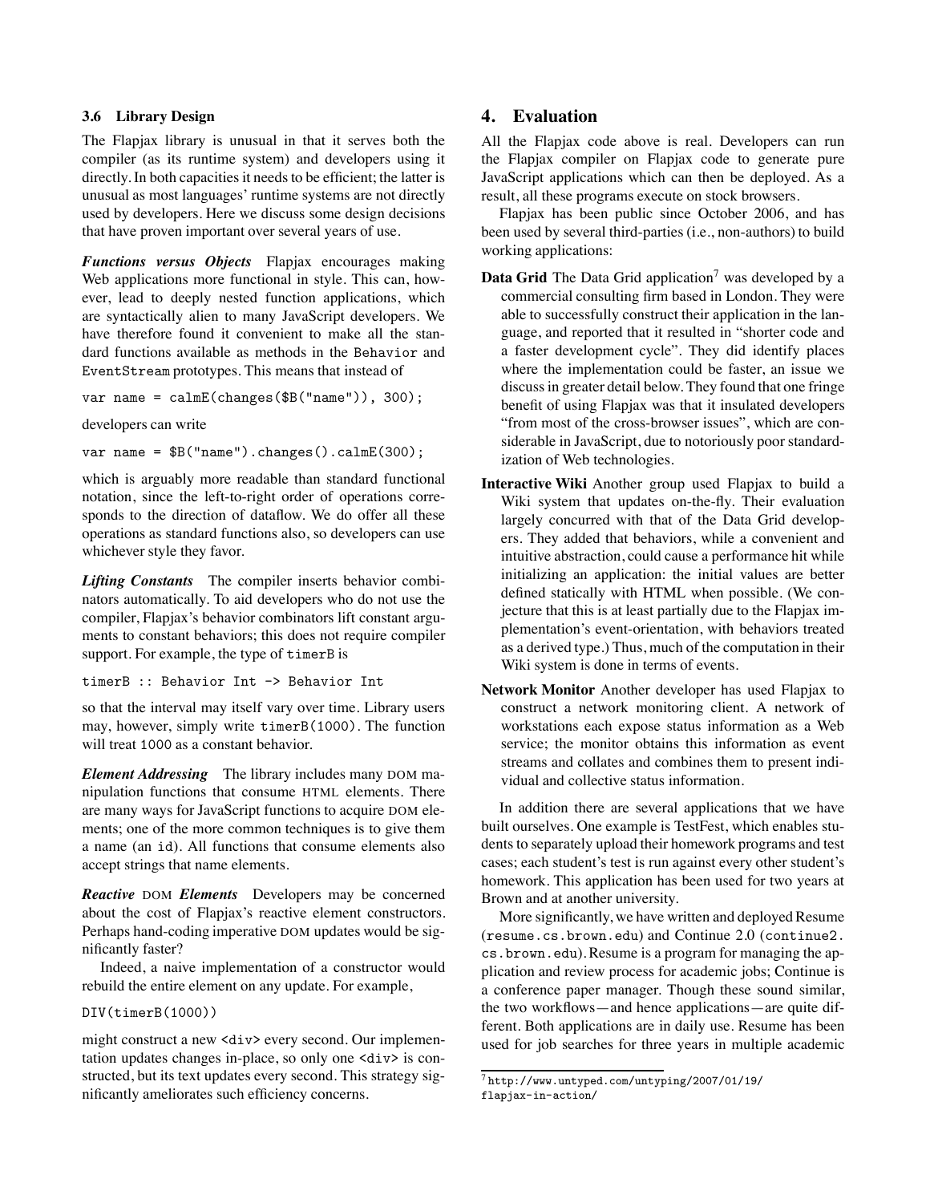### 3.6 Library Design

The Flapjax library is unusual in that it serves both the compiler (as its runtime system) and developers using it directly. In both capacities it needs to be efficient; the latter is unusual as most languages' runtime systems are not directly used by developers. Here we discuss some design decisions that have proven important over several years of use.

***Functions versus Objects*** Flapjax encourages making Web applications more functional in style. This can, however, lead to deeply nested function applications, which are syntactically alien to many JavaScript developers. We have therefore found it convenient to make all the standard functions available as methods in the `Behavior` and `EventStream` prototypes. This means that instead of

```
var name = calmE(changes($B("name")), 300);
```

developers can write

```
var name = $B("name").changes().calmE(300);
```

which is arguably more readable than standard functional notation, since the left-to-right order of operations corresponds to the direction of dataflow. We do offer all these operations as standard functions also, so developers can use whichever style they favor.

***Lifting Constants*** The compiler inserts behavior combinators automatically. To aid developers who do not use the compiler, Flapjax's behavior combinators lift constant arguments to constant behaviors; this does not require compiler support. For example, the type of `timerB` is

```
timerB :: Behavior Int -> Behavior Int
```

so that the interval may itself vary over time. Library users may, however, simply write `timerB(1000)`. The function will treat `1000` as a constant behavior.

***Element Addressing*** The library includes many DOM manipulation functions that consume HTML elements. There are many ways for JavaScript functions to acquire DOM elements; one of the more common techniques is to give them a name (an `id`). All functions that consume elements also accept strings that name elements.

***Reactive DOM Elements*** Developers may be concerned about the cost of Flapjax's reactive element constructors. Perhaps hand-coding imperative DOM updates would be significantly faster?

Indeed, a naive implementation of a constructor would rebuild the entire element on any update. For example,

```
DIV(timerB(1000))
```

might construct a new `<div>` every second. Our implementation updates changes in-place, so only one `<div>` is constructed, but its text updates every second. This strategy significantly ameliorates such efficiency concerns.

## 4. Evaluation

All the Flapjax code above is real. Developers can run the Flapjax compiler on Flapjax code to generate pure JavaScript applications which can then be deployed. As a result, all these programs execute on stock browsers.

Flapjax has been public since October 2006, and has been used by several third-parties (i.e., non-authors) to build working applications:

**Data Grid** The Data Grid application[7] was developed by a commercial consulting firm based in London. They were able to successfully construct their application in the language, and reported that it resulted in "shorter code and a faster development cycle". They did identify places where the implementation could be faster, an issue we discuss in greater detail below. They found that one fringe benefit of using Flapjax was that it insulated developers "from most of the cross-browser issues", which are considerable in JavaScript, due to notoriously poor standardization of Web technologies.

**Interactive Wiki** Another group used Flapjax to build a Wiki system that updates on-the-fly. Their evaluation largely concurred with that of the Data Grid developers. They added that behaviors, while a convenient and intuitive abstraction, could cause a performance hit while initializing an application: the initial values are better defined statically with HTML when possible. (We conjecture that this is at least partially due to the Flapjax implementation's event-orientation, with behaviors treated as a derived type.) Thus, much of the computation in their Wiki system is done in terms of events.

**Network Monitor** Another developer has used Flapjax to construct a network monitoring client. A network of workstations each expose status information as a Web service; the monitor obtains this information as event streams and collates and combines them to present individual and collective status information.

In addition there are several applications that we have built ourselves. One example is TestFest, which enables students to separately upload their homework programs and test cases; each student's test is run against every other student's homework. This application has been used for two years at Brown and at another university.

More significantly, we have written and deployed Resume (`resume.cs.brown.edu`) and Continue 2.0 (`continue2.cs.brown.edu`). Resume is a program for managing the application and review process for academic jobs; Continue is a conference paper manager. Though these sound similar, the two workflows—and hence applications—are quite different. Both applications are in daily use. Resume has been used for job searches for three years in multiple academic

[7] `http://www.untyped.com/untyping/2007/01/19/flapjax-in-action/`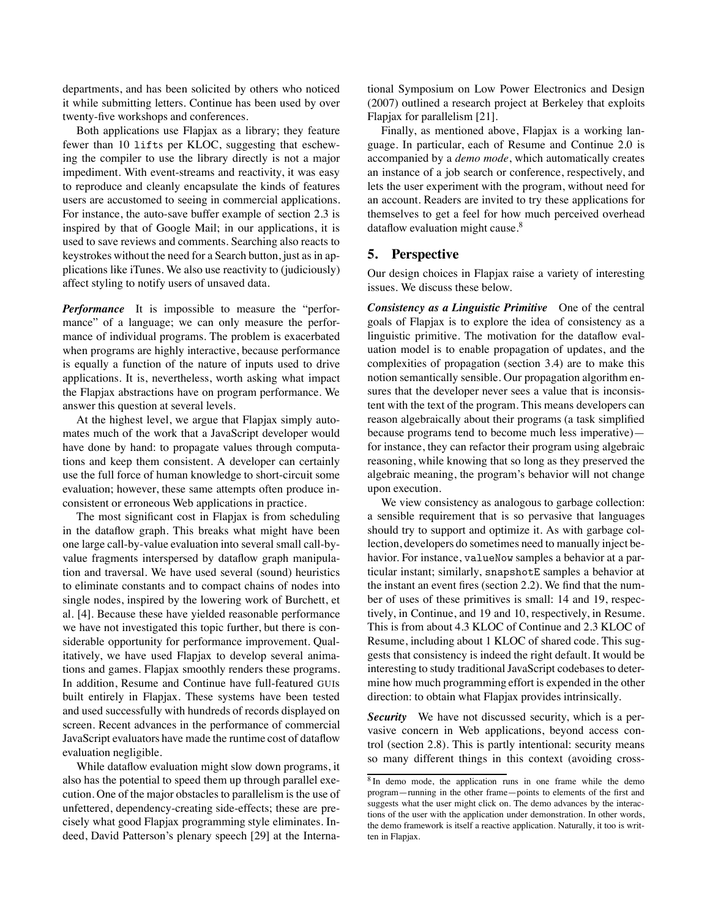departments, and has been solicited by others who noticed it while submitting letters. Continue has been used by over twenty-five workshops and conferences.

Both applications use Flapjax as a library; they feature fewer than 10 `lifts` per KLOC, suggesting that eschewing the compiler to use the library directly is not a major impediment. With event-streams and reactivity, it was easy to reproduce and cleanly encapsulate the kinds of features users are accustomed to seeing in commercial applications. For instance, the auto-save buffer example of section 2.3 is inspired by that of Google Mail; in our applications, it is used to save reviews and comments. Searching also reacts to keystrokes without the need for a Search button, just as in applications like iTunes. We also use reactivity to (judiciously) affect styling to notify users of unsaved data.

***Performance*** It is impossible to measure the "performance" of a language; we can only measure the performance of individual programs. The problem is exacerbated when programs are highly interactive, because performance is equally a function of the nature of inputs used to drive applications. It is, nevertheless, worth asking what impact the Flapjax abstractions have on program performance. We answer this question at several levels.

At the highest level, we argue that Flapjax simply automates much of the work that a JavaScript developer would have done by hand: to propagate values through computations and keep them consistent. A developer can certainly use the full force of human knowledge to short-circuit some evaluation; however, these same attempts often produce inconsistent or erroneous Web applications in practice.

The most significant cost in Flapjax is from scheduling in the dataflow graph. This breaks what might have been one large call-by-value evaluation into several small call-by-value fragments interspersed by dataflow graph manipulation and traversal. We have used several (sound) heuristics to eliminate constants and to compact chains of nodes into single nodes, inspired by the lowering work of Burchett, et al. [4]. Because these have yielded reasonable performance we have not investigated this topic further, but there is considerable opportunity for performance improvement. Qualitatively, we have used Flapjax to develop several animations and games. Flapjax smoothly renders these programs. In addition, Resume and Continue have full-featured GUIs built entirely in Flapjax. These systems have been tested and used successfully with hundreds of records displayed on screen. Recent advances in the performance of commercial JavaScript evaluators have made the runtime cost of dataflow evaluation negligible.

While dataflow evaluation might slow down programs, it also has the potential to speed them up through parallel execution. One of the major obstacles to parallelism is the use of unfettered, dependency-creating side-effects; these are precisely what good Flapjax programming style eliminates. Indeed, David Patterson's plenary speech [29] at the International Symposium on Low Power Electronics and Design (2007) outlined a research project at Berkeley that exploits Flapjax for parallelism [21].

Finally, as mentioned above, Flapjax is a working language. In particular, each of Resume and Continue 2.0 is accompanied by a *demo mode*, which automatically creates an instance of a job search or conference, respectively, and lets the user experiment with the program, without need for an account. Readers are invited to try these applications for themselves to get a feel for how much perceived overhead dataflow evaluation might cause.[8]

## 5. Perspective

Our design choices in Flapjax raise a variety of interesting issues. We discuss these below.

***Consistency as a Linguistic Primitive*** One of the central goals of Flapjax is to explore the idea of consistency as a linguistic primitive. The motivation for the dataflow evaluation model is to enable propagation of updates, and the complexities of propagation (section 3.4) are to make this notion semantically sensible. Our propagation algorithm ensures that the developer never sees a value that is inconsistent with the text of the program. This means developers can reason algebraically about their programs (a task simplified because programs tend to become much less imperative)—for instance, they can refactor their program using algebraic reasoning, while knowing that so long as they preserved the algebraic meaning, the program's behavior will not change upon execution.

We view consistency as analogous to garbage collection: a sensible requirement that is so pervasive that languages should try to support and optimize it. As with garbage collection, developers do sometimes need to manually inject behavior. For instance, `valueNow` samples a behavior at a particular instant; similarly, `snapshotE` samples a behavior at the instant an event fires (section 2.2). We find that the number of uses of these primitives is small: 14 and 19, respectively, in Continue, and 19 and 10, respectively, in Resume. This is from about 4.3 KLOC of Continue and 2.3 KLOC of Resume, including about 1 KLOC of shared code. This suggests that consistency is indeed the right default. It would be interesting to study traditional JavaScript codebases to determine how much programming effort is expended in the other direction: to obtain what Flapjax provides intrinsically.

***Security*** We have not discussed security, which is a pervasive concern in Web applications, beyond access control (section 2.8). This is partly intentional: security means so many different things in this context (avoiding cross-

[8] In demo mode, the application runs in one frame while the demo program—running in the other frame—points to elements of the first and suggests what the user might click on. The demo advances by the interactions of the user with the application under demonstration. In other words, the demo framework is itself a reactive application. Naturally, it too is written in Flapjax.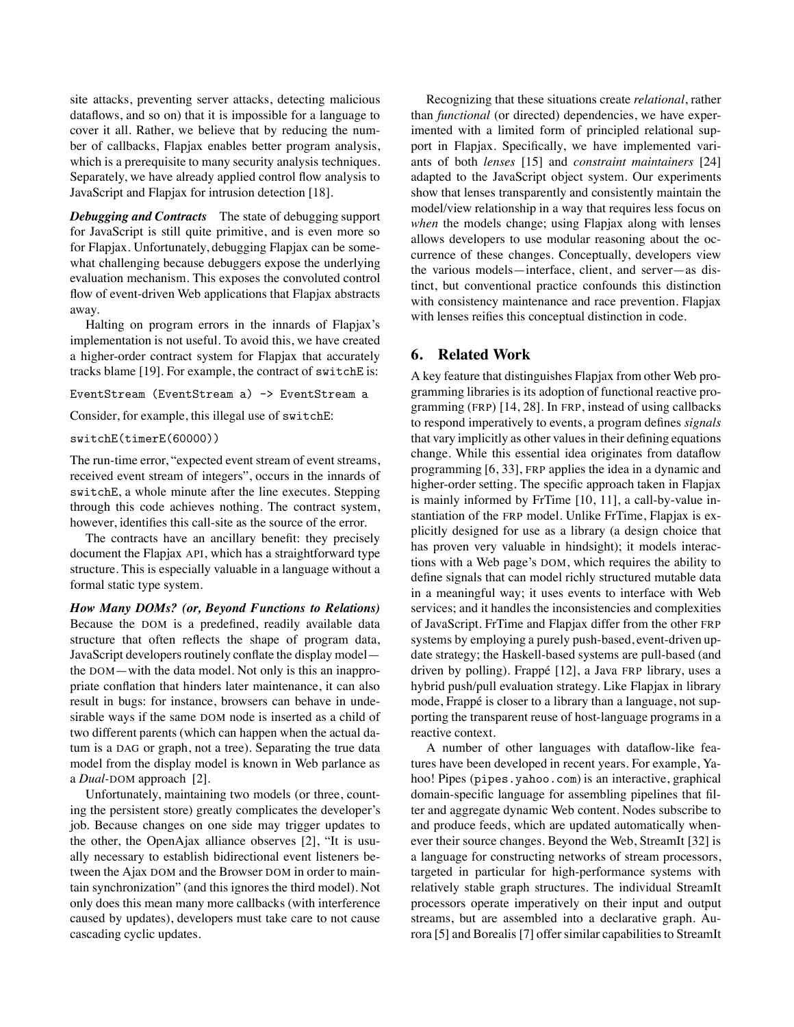site attacks, preventing server attacks, detecting malicious dataflows, and so on) that it is impossible for a language to cover it all. Rather, we believe that by reducing the number of callbacks, Flapjax enables better program analysis, which is a prerequisite to many security analysis techniques. Separately, we have already applied control flow analysis to JavaScript and Flapjax for intrusion detection [18].

***Debugging and Contracts*** The state of debugging support for JavaScript is still quite primitive, and is even more so for Flapjax. Unfortunately, debugging Flapjax can be somewhat challenging because debuggers expose the underlying evaluation mechanism. This exposes the convoluted control flow of event-driven Web applications that Flapjax abstracts away.

Halting on program errors in the innards of Flapjax's implementation is not useful. To avoid this, we have created a higher-order contract system for Flapjax that accurately tracks blame [19]. For example, the contract of `switchE` is:

```
EventStream (EventStream a) -> EventStream a
```

Consider, for example, this illegal use of `switchE`:

```
switchE(timerE(60000))
```

The run-time error, "expected event stream of event streams, received event stream of integers", occurs in the innards of `switchE`, a whole minute after the line executes. Stepping through this code achieves nothing. The contract system, however, identifies this call-site as the source of the error.

The contracts have an ancillary benefit: they precisely document the Flapjax API, which has a straightforward type structure. This is especially valuable in a language without a formal static type system.

***How Many DOMs? (or, Beyond Functions to Relations)*** Because the DOM is a predefined, readily available data structure that often reflects the shape of program data, JavaScript developers routinely conflate the display model—the DOM—with the data model. Not only is this an inappropriate conflation that hinders later maintenance, it can also result in bugs: for instance, browsers can behave in undesirable ways if the same DOM node is inserted as a child of two different parents (which can happen when the actual datum is a DAG or graph, not a tree). Separating the true data model from the display model is known in Web parlance as a *Dual*-DOM approach [2].

Unfortunately, maintaining two models (or three, counting the persistent store) greatly complicates the developer's job. Because changes on one side may trigger updates to the other, the OpenAjax alliance observes [2], "It is usually necessary to establish bidirectional event listeners between the Ajax DOM and the Browser DOM in order to maintain synchronization" (and this ignores the third model). Not only does this mean many more callbacks (with interference caused by updates), developers must take care to not cause cascading cyclic updates.

Recognizing that these situations create *relational*, rather than *functional* (or directed) dependencies, we have experimented with a limited form of principled relational support in Flapjax. Specifically, we have implemented variants of both *lenses* [15] and *constraint maintainers* [24] adapted to the JavaScript object system. Our experiments show that lenses transparently and consistently maintain the model/view relationship in a way that requires less focus on *when* the models change; using Flapjax along with lenses allows developers to use modular reasoning about the occurrence of these changes. Conceptually, developers view the various models—interface, client, and server—as distinct, but conventional practice confounds this distinction with consistency maintenance and race prevention. Flapjax with lenses reifies this conceptual distinction in code.

## 6. Related Work

A key feature that distinguishes Flapjax from other Web programming libraries is its adoption of functional reactive programming (FRP) [14, 28]. In FRP, instead of using callbacks to respond imperatively to events, a program defines *signals* that vary implicitly as other values in their defining equations change. While this essential idea originates from dataflow programming [6, 33], FRP applies the idea in a dynamic and higher-order setting. The specific approach taken in Flapjax is mainly informed by FrTime [10, 11], a call-by-value instantiation of the FRP model. Unlike FrTime, Flapjax is explicitly designed for use as a library (a design choice that has proven very valuable in hindsight); it models interactions with a Web page's DOM, which requires the ability to define signals that can model richly structured mutable data in a meaningful way; it uses events to interface with Web services; and it handles the inconsistencies and complexities of JavaScript. FrTime and Flapjax differ from the other FRP systems by employing a purely push-based, event-driven update strategy; the Haskell-based systems are pull-based (and driven by polling). Frappé [12], a Java FRP library, uses a hybrid push/pull evaluation strategy. Like Flapjax in library mode, Frappé is closer to a library than a language, not supporting the transparent reuse of host-language programs in a reactive context.

A number of other languages with dataflow-like features have been developed in recent years. For example, Yahoo! Pipes (`pipes.yahoo.com`) is an interactive, graphical domain-specific language for assembling pipelines that filter and aggregate dynamic Web content. Nodes subscribe to and produce feeds, which are updated automatically whenever their source changes. Beyond the Web, StreamIt [32] is a language for constructing networks of stream processors, targeted in particular for high-performance systems with relatively stable graph structures. The individual StreamIt processors operate imperatively on their input and output streams, but are assembled into a declarative graph. Aurora [5] and Borealis [7] offer similar capabilities to StreamIt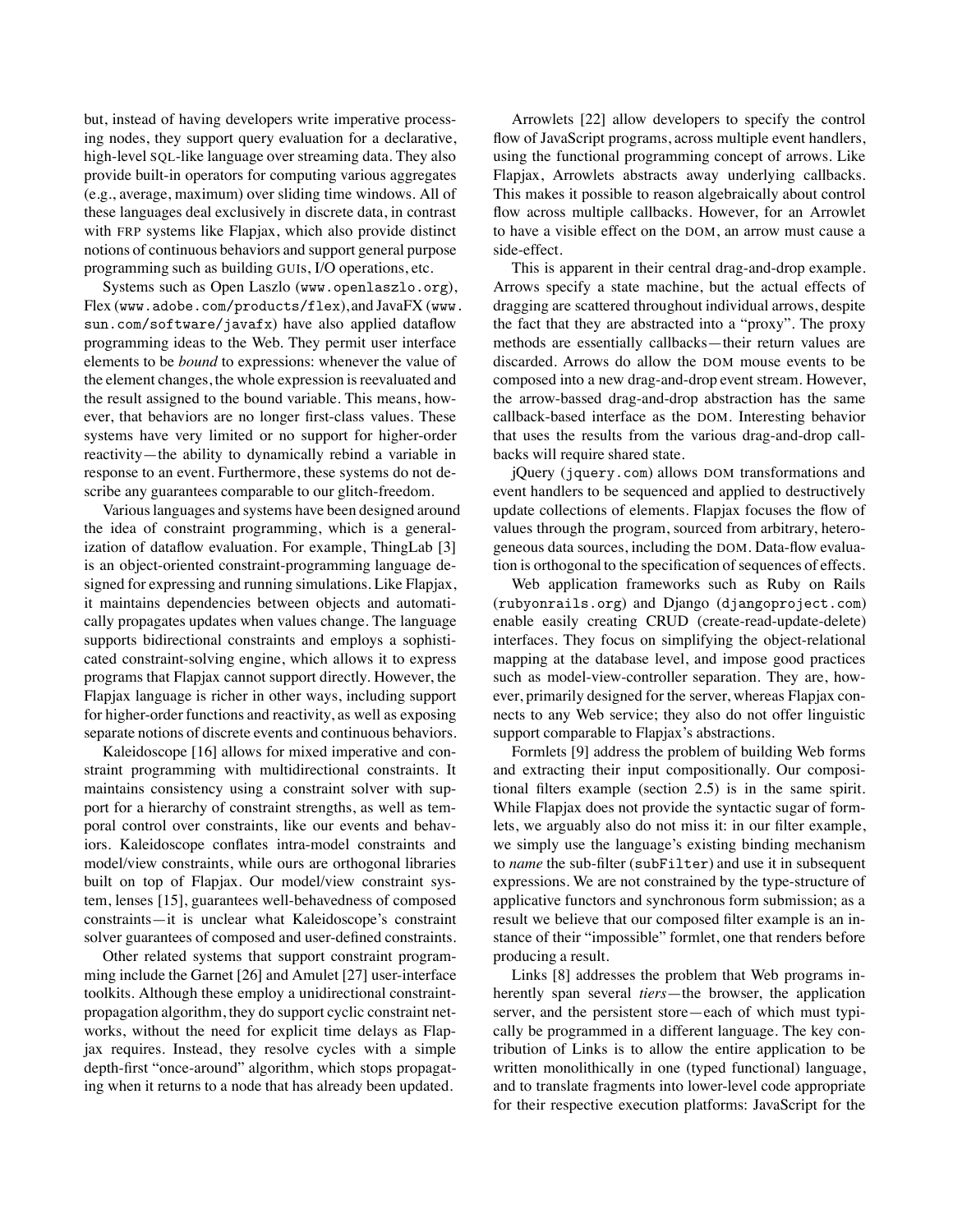but, instead of having developers write imperative processing nodes, they support query evaluation for a declarative, high-level SQL-like language over streaming data. They also provide built-in operators for computing various aggregates (e.g., average, maximum) over sliding time windows. All of these languages deal exclusively in discrete data, in contrast with FRP systems like Flapjax, which also provide distinct notions of continuous behaviors and support general purpose programming such as building GUIs, I/O operations, etc.

Systems such as Open Laszlo (`www.openlaszlo.org`), Flex (`www.adobe.com/products/flex`), and JavaFX (`www.sun.com/software/javafx`) have also applied dataflow programming ideas to the Web. They permit user interface elements to be *bound* to expressions: whenever the value of the element changes, the whole expression is reevaluated and the result assigned to the bound variable. This means, however, that behaviors are no longer first-class values. These systems have very limited or no support for higher-order reactivity—the ability to dynamically rebind a variable in response to an event. Furthermore, these systems do not describe any guarantees comparable to our glitch-freedom.

Various languages and systems have been designed around the idea of constraint programming, which is a generalization of dataflow evaluation. For example, ThingLab [3] is an object-oriented constraint-programming language designed for expressing and running simulations. Like Flapjax, it maintains dependencies between objects and automatically propagates updates when values change. The language supports bidirectional constraints and employs a sophisticated constraint-solving engine, which allows it to express programs that Flapjax cannot support directly. However, the Flapjax language is richer in other ways, including support for higher-order functions and reactivity, as well as exposing separate notions of discrete events and continuous behaviors.

Kaleidoscope [16] allows for mixed imperative and constraint programming with multidirectional constraints. It maintains consistency using a constraint solver with support for a hierarchy of constraint strengths, as well as temporal control over constraints, like our events and behaviors. Kaleidoscope conflates intra-model constraints and model/view constraints, while ours are orthogonal libraries built on top of Flapjax. Our model/view constraint system, lenses [15], guarantees well-behavedness of composed constraints—it is unclear what Kaleidoscope's constraint solver guarantees of composed and user-defined constraints.

Other related systems that support constraint programming include the Garnet [26] and Amulet [27] user-interface toolkits. Although these employ a unidirectional constraint-propagation algorithm, they do support cyclic constraint networks, without the need for explicit time delays as Flapjax requires. Instead, they resolve cycles with a simple depth-first "once-around" algorithm, which stops propagating when it returns to a node that has already been updated.

Arrowlets [22] allow developers to specify the control flow of JavaScript programs, across multiple event handlers, using the functional programming concept of arrows. Like Flapjax, Arrowlets abstracts away underlying callbacks. This makes it possible to reason algebraically about control flow across multiple callbacks. However, for an Arrowlet to have a visible effect on the DOM, an arrow must cause a side-effect.

This is apparent in their central drag-and-drop example. Arrows specify a state machine, but the actual effects of dragging are scattered throughout individual arrows, despite the fact that they are abstracted into a "proxy". The proxy methods are essentially callbacks—their return values are discarded. Arrows do allow the DOM mouse events to be composed into a new drag-and-drop event stream. However, the arrow-based drag-and-drop abstraction has the same callback-based interface as the DOM. Interesting behavior that uses the results from the various drag-and-drop callbacks will require shared state.

jQuery (`jquery.com`) allows DOM transformations and event handlers to be sequenced and applied to destructively update collections of elements. Flapjax focuses the flow of values through the program, sourced from arbitrary, heterogeneous data sources, including the DOM. Data-flow evaluation is orthogonal to the specification of sequences of effects.

Web application frameworks such as Ruby on Rails (`rubyonrails.org`) and Django (`djangoproject.com`) enable easily creating CRUD (create-read-update-delete) interfaces. They focus on simplifying the object-relational mapping at the database level, and impose good practices such as model-view-controller separation. They are, however, primarily designed for the server, whereas Flapjax connects to any Web service; they also do not offer linguistic support comparable to Flapjax's abstractions.

Formlets [9] address the problem of building Web forms and extracting their input compositionally. Our compositional filters example (section 2.5) is in the same spirit. While Flapjax does not provide the syntactic sugar of formlets, we arguably also do not miss it: in our filter example, we simply use the language's existing binding mechanism to *name* the sub-filter (`subFilter`) and use it in subsequent expressions. We are not constrained by the type-structure of applicative functors and synchronous form submission; as a result we believe that our composed filter example is an instance of their "impossible" formlet, one that renders before producing a result.

Links [8] addresses the problem that Web programs inherently span several *tiers*—the browser, the application server, and the persistent store—each of which must typically be programmed in a different language. The key contribution of Links is to allow the entire application to be written monolithically in one (typed functional) language, and to translate fragments into lower-level code appropriate for their respective execution platforms: JavaScript for the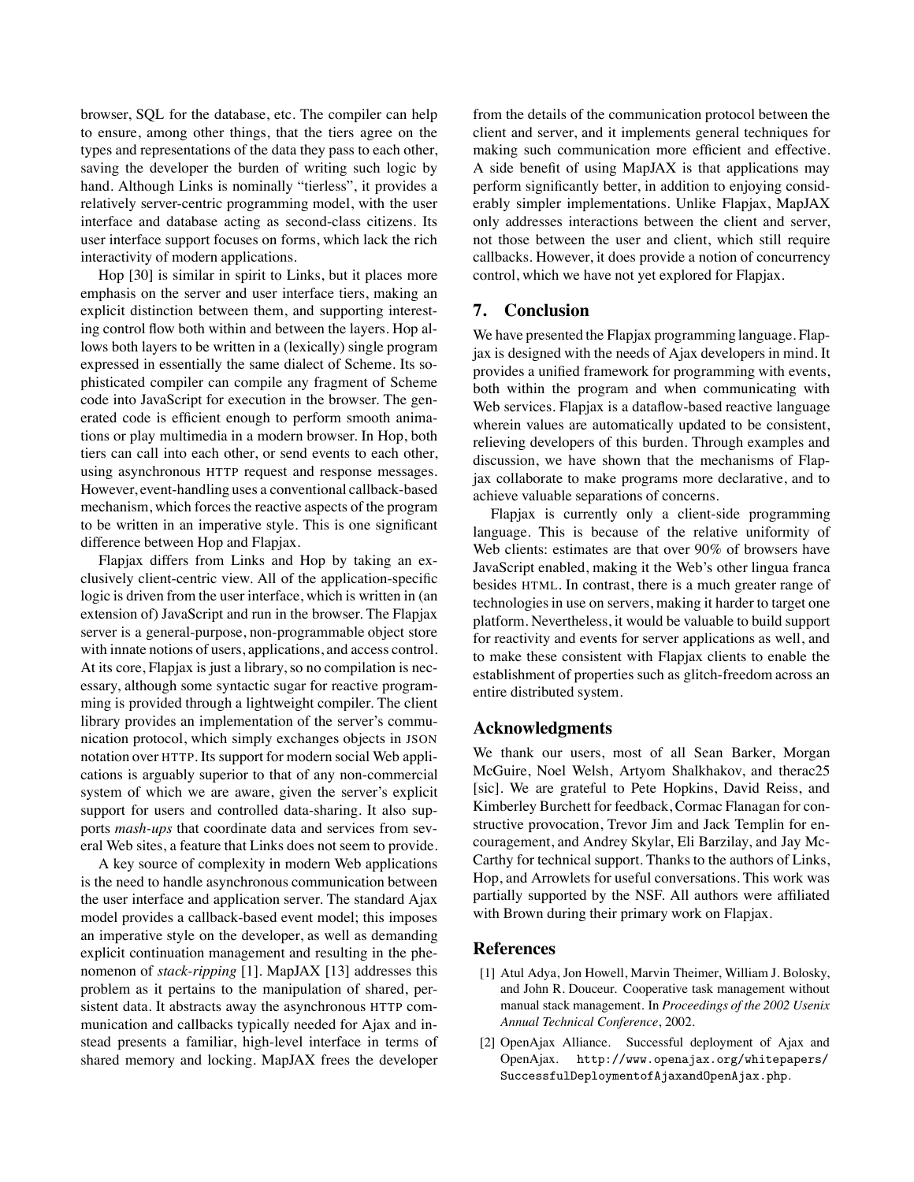browser, SQL for the database, etc. The compiler can help to ensure, among other things, that the tiers agree on the types and representations of the data they pass to each other, saving the developer the burden of writing such logic by hand. Although Links is nominally "tierless", it provides a relatively server-centric programming model, with the user interface and database acting as second-class citizens. Its user interface support focuses on forms, which lack the rich interactivity of modern applications.

Hop [30] is similar in spirit to Links, but it places more emphasis on the server and user interface tiers, making an explicit distinction between them, and supporting interesting control flow both within and between the layers. Hop allows both layers to be written in a (lexically) single program expressed in essentially the same dialect of Scheme. Its sophisticated compiler can compile any fragment of Scheme code into JavaScript for execution in the browser. The generated code is efficient enough to perform smooth animations or play multimedia in a modern browser. In Hop, both tiers can call into each other, or send events to each other, using asynchronous HTTP request and response messages. However, event-handling uses a conventional callback-based mechanism, which forces the reactive aspects of the program to be written in an imperative style. This is one significant difference between Hop and Flapjax.

Flapjax differs from Links and Hop by taking an exclusively client-centric view. All of the application-specific logic is driven from the user interface, which is written in (an extension of) JavaScript and run in the browser. The Flapjax server is a general-purpose, non-programmable object store with innate notions of users, applications, and access control. At its core, Flapjax is just a library, so no compilation is necessary, although some syntactic sugar for reactive programming is provided through a lightweight compiler. The client library provides an implementation of the server's communication protocol, which simply exchanges objects in JSON notation over HTTP. Its support for modern social Web applications is arguably superior to that of any non-commercial system of which we are aware, given the server's explicit support for users and controlled data-sharing. It also supports *mash-ups* that coordinate data and services from several Web sites, a feature that Links does not seem to provide.

A key source of complexity in modern Web applications is the need to handle asynchronous communication between the user interface and application server. The standard Ajax model provides a callback-based event model; this imposes an imperative style on the developer, as well as demanding explicit continuation management and resulting in the phenomenon of *stack-ripping* [1]. MapJAX [13] addresses this problem as it pertains to the manipulation of shared, persistent data. It abstracts away the asynchronous HTTP communication and callbacks typically needed for Ajax and instead presents a familiar, high-level interface in terms of shared memory and locking. MapJAX frees the developer from the details of the communication protocol between the client and server, and it implements general techniques for making such communication more efficient and effective. A side benefit of using MapJAX is that applications may perform significantly better, in addition to enjoying considerably simpler implementations. Unlike Flapjax, MapJAX only addresses interactions between the client and server, not those between the user and client, which still require callbacks. However, it does provide a notion of concurrency control, which we have not yet explored for Flapjax.

## 7. Conclusion

We have presented the Flapjax programming language. Flapjax is designed with the needs of Ajax developers in mind. It provides a unified framework for programming with events, both within the program and when communicating with Web services. Flapjax is a dataflow-based reactive language wherein values are automatically updated to be consistent, relieving developers of this burden. Through examples and discussion, we have shown that the mechanisms of Flapjax collaborate to make programs more declarative, and to achieve valuable separations of concerns.

Flapjax is currently only a client-side programming language. This is because of the relative uniformity of Web clients: estimates are that over 90% of browsers have JavaScript enabled, making it the Web's other lingua franca besides HTML. In contrast, there is a much greater range of technologies in use on servers, making it harder to target one platform. Nevertheless, it would be valuable to build support for reactivity and events for server applications as well, and to make these consistent with Flapjax clients to enable the establishment of properties such as glitch-freedom across an entire distributed system.

## Acknowledgments

We thank our users, most of all Sean Barker, Morgan McGuire, Noel Welsh, Artyom Shalkhakov, and therac25 [sic]. We are grateful to Pete Hopkins, David Reiss, and Kimberley Burchett for feedback, Cormac Flanagan for constructive provocation, Trevor Jim and Jack Templin for encouragement, and Andrey Skylar, Eli Barzilay, and Jay McCarthy for technical support. Thanks to the authors of Links, Hop, and Arrowlets for useful conversations. This work was partially supported by the NSF. All authors were affiliated with Brown during their primary work on Flapjax.

## References

[1] Atul Adya, Jon Howell, Marvin Theimer, William J. Bolosky, and John R. Douceur. Cooperative task management without manual stack management. In *Proceedings of the 2002 Usenix Annual Technical Conference*, 2002.

[2] OpenAjax Alliance. Successful deployment of Ajax and OpenAjax. `http://www.openajax.org/whitepapers/SuccessfulDeploymentofAjaxandOpenAjax.php`.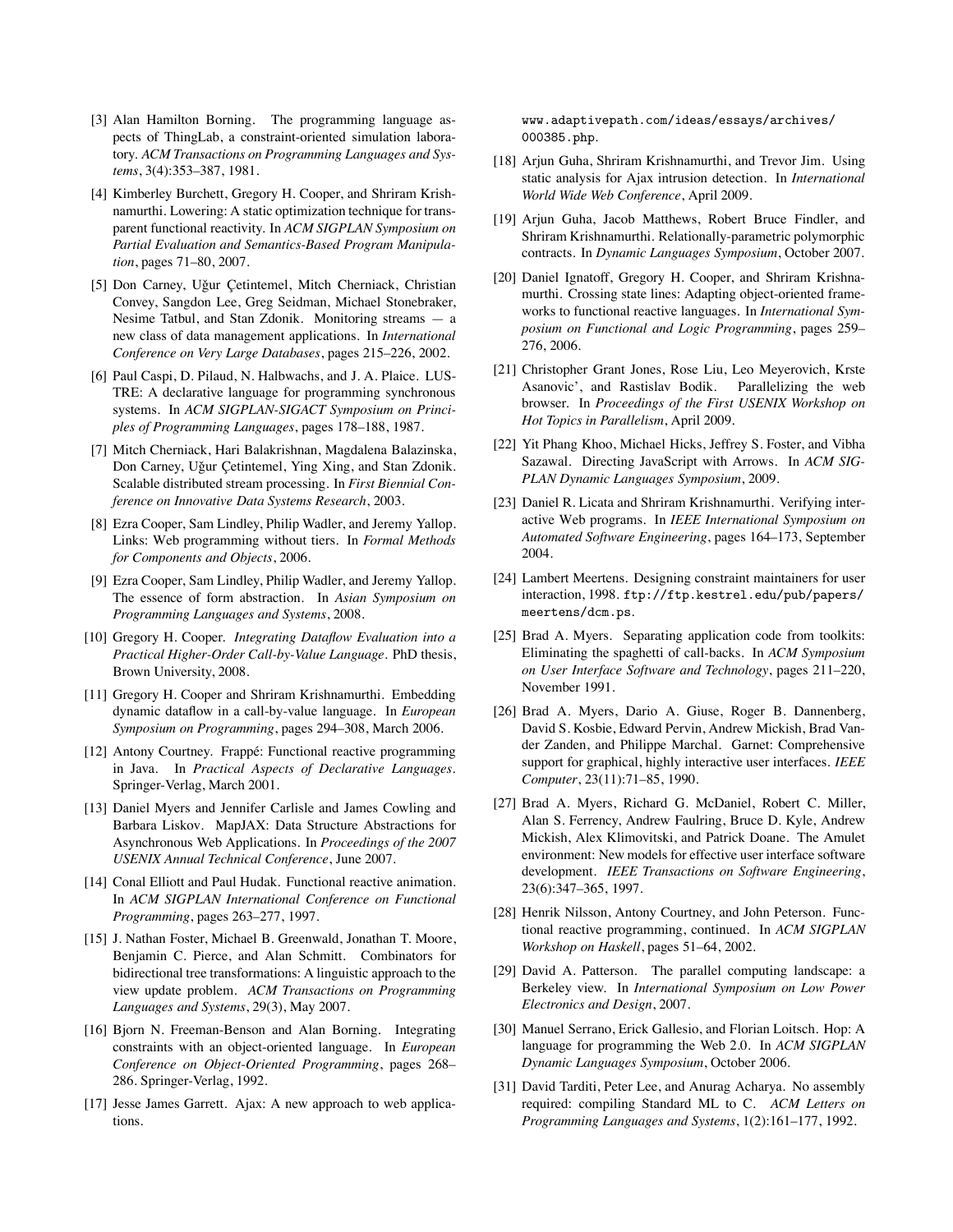[3] Alan Hamilton Borning. The programming language aspects of ThingLab, a constraint-oriented simulation laboratory. *ACM Transactions on Programming Languages and Systems*, 3(4):353–387, 1981.

[4] Kimberley Burchett, Gregory H. Cooper, and Shriram Krishnamurthi. Lowering: A static optimization technique for transparent functional reactivity. In *ACM SIGPLAN Symposium on Partial Evaluation and Semantics-Based Program Manipulation*, pages 71–80, 2007.

[5] Don Carney, Uğur Çetintemel, Mitch Cherniack, Christian Convey, Sangdon Lee, Greg Seidman, Michael Stonebraker, Nesime Tatbul, and Stan Zdonik. Monitoring streams — a new class of data management applications. In *International Conference on Very Large Databases*, pages 215–226, 2002.

[6] Paul Caspi, D. Pilaud, N. Halbwachs, and J. A. Plaice. LUSTRE: A declarative language for programming synchronous systems. In *ACM SIGPLAN-SIGACT Symposium on Principles of Programming Languages*, pages 178–188, 1987.

[7] Mitch Cherniack, Hari Balakrishnan, Magdalena Balazinska, Don Carney, Uğur Çetintemel, Ying Xing, and Stan Zdonik. Scalable distributed stream processing. In *First Biennial Conference on Innovative Data Systems Research*, 2003.

[8] Ezra Cooper, Sam Lindley, Philip Wadler, and Jeremy Yallop. Links: Web programming without tiers. In *Formal Methods for Components and Objects*, 2006.

[9] Ezra Cooper, Sam Lindley, Philip Wadler, and Jeremy Yallop. The essence of form abstraction. In *Asian Symposium on Programming Languages and Systems*, 2008.

[10] Gregory H. Cooper. *Integrating Dataflow Evaluation into a Practical Higher-Order Call-by-Value Language*. PhD thesis, Brown University, 2008.

[11] Gregory H. Cooper and Shriram Krishnamurthi. Embedding dynamic dataflow in a call-by-value language. In *European Symposium on Programming*, pages 294–308, March 2006.

[12] Antony Courtney. Frappé: Functional reactive programming in Java. In *Practical Aspects of Declarative Languages*. Springer-Verlag, March 2001.

[13] Daniel Myers and Jennifer Carlisle and James Cowling and Barbara Liskov. MapJAX: Data Structure Abstractions for Asynchronous Web Applications. In *Proceedings of the 2007 USENIX Annual Technical Conference*, June 2007.

[14] Conal Elliott and Paul Hudak. Functional reactive animation. In *ACM SIGPLAN International Conference on Functional Programming*, pages 263–277, 1997.

[15] J. Nathan Foster, Michael B. Greenwald, Jonathan T. Moore, Benjamin C. Pierce, and Alan Schmitt. Combinators for bidirectional tree transformations: A linguistic approach to the view update problem. *ACM Transactions on Programming Languages and Systems*, 29(3), May 2007.

[16] Bjorn N. Freeman-Benson and Alan Borning. Integrating constraints with an object-oriented language. In *European Conference on Object-Oriented Programming*, pages 268–286. Springer-Verlag, 1992.

[17] Jesse James Garrett. Ajax: A new approach to web applications. `www.adaptivepath.com/ideas/essays/archives/000385.php`.

[18] Arjun Guha, Shriram Krishnamurthi, and Trevor Jim. Using static analysis for Ajax intrusion detection. In *International World Wide Web Conference*, April 2009.

[19] Arjun Guha, Jacob Matthews, Robert Bruce Findler, and Shriram Krishnamurthi. Relationally-parametric polymorphic contracts. In *Dynamic Languages Symposium*, October 2007.

[20] Daniel Ignatoff, Gregory H. Cooper, and Shriram Krishnamurthi. Crossing state lines: Adapting object-oriented frameworks to functional reactive languages. In *International Symposium on Functional and Logic Programming*, pages 259–276, 2006.

[21] Christopher Grant Jones, Rose Liu, Leo Meyerovich, Krste Asanovic', and Rastislav Bodik. Parallelizing the web browser. In *Proceedings of the First USENIX Workshop on Hot Topics in Parallelism*, April 2009.

[22] Yit Phang Khoo, Michael Hicks, Jeffrey S. Foster, and Vibha Sazawal. Directing JavaScript with Arrows. In *ACM SIGPLAN Dynamic Languages Symposium*, 2009.

[23] Daniel R. Licata and Shriram Krishnamurthi. Verifying interactive Web programs. In *IEEE International Symposium on Automated Software Engineering*, pages 164–173, September 2004.

[24] Lambert Meertens. Designing constraint maintainers for user interaction, 1998. `ftp://ftp.kestrel.edu/pub/papers/meertens/dcm.ps`.

[25] Brad A. Myers. Separating application code from toolkits: Eliminating the spaghetti of call-backs. In *ACM Symposium on User Interface Software and Technology*, pages 211–220, November 1991.

[26] Brad A. Myers, Dario A. Giuse, Roger B. Dannenberg, David S. Kosbie, Edward Pervin, Andrew Mickish, Brad Vander Zanden, and Philippe Marchal. Garnet: Comprehensive support for graphical, highly interactive user interfaces. *IEEE Computer*, 23(11):71–85, 1990.

[27] Brad A. Myers, Richard G. McDaniel, Robert C. Miller, Alan S. Ferrency, Andrew Faulring, Bruce D. Kyle, Andrew Mickish, Alex Klimovitski, and Patrick Doane. The Amulet environment: New models for effective user interface software development. *IEEE Transactions on Software Engineering*, 23(6):347–365, 1997.

[28] Henrik Nilsson, Antony Courtney, and John Peterson. Functional reactive programming, continued. In *ACM SIGPLAN Workshop on Haskell*, pages 51–64, 2002.

[29] David A. Patterson. The parallel computing landscape: a Berkeley view. In *International Symposium on Low Power Electronics and Design*, 2007.

[30] Manuel Serrano, Erick Gallesio, and Florian Loitsch. Hop: A language for programming the Web 2.0. In *ACM SIGPLAN Dynamic Languages Symposium*, October 2006.

[31] David Tarditi, Peter Lee, and Anurag Acharya. No assembly required: compiling Standard ML to C. *ACM Letters on Programming Languages and Systems*, 1(2):161–177, 1992.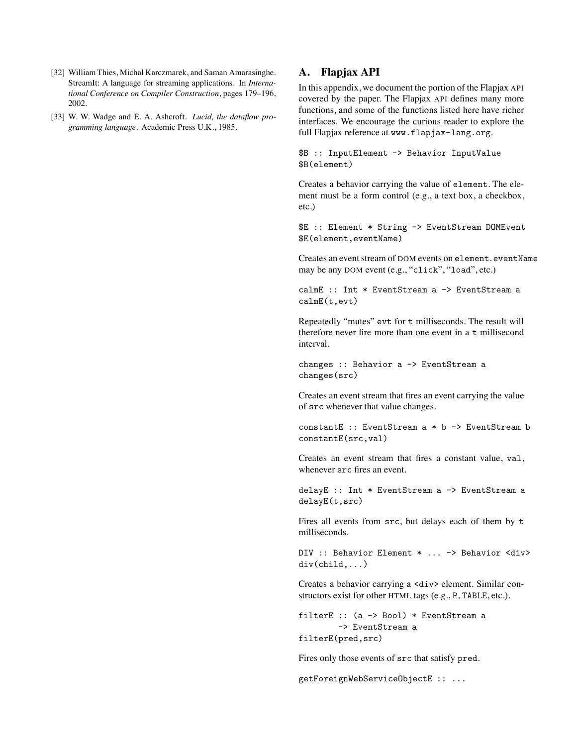[32] William Thies, Michal Karczmarek, and Saman Amarasinghe. StreamIt: A language for streaming applications. In *International Conference on Compiler Construction*, pages 179–196, 2002.

[33] W. W. Wadge and E. A. Ashcroft. *Lucid, the dataflow programming language*. Academic Press U.K., 1985.

## A. Flapjax API

In this appendix, we document the portion of the Flapjax API covered by the paper. The Flapjax API defines many more functions, and some of the functions listed here have richer interfaces. We encourage the curious reader to explore the full Flapjax reference at `www.flapjax-lang.org`.

```
$B :: InputElement -> Behavior InputValue
$B(element)
```

Creates a behavior carrying the value of `element`. The element must be a form control (e.g., a text box, a checkbox, etc.)

```
$E :: Element * String -> EventStream DOMEvent
$E(element,eventName)
```

Creates an event stream of DOM events on `element.eventName` may be any DOM event (e.g., "`click`", "`load`", etc.)

```
calmE :: Int * EventStream a -> EventStream a
calmE(t,evt)
```

Repeatedly "mutes" `evt` for `t` milliseconds. The result will therefore never fire more than one event in a `t` millisecond interval.

```
changes :: Behavior a -> EventStream a
changes(src)
```

Creates an event stream that fires an event carrying the value of `src` whenever that value changes.

```
constantE :: EventStream a * b -> EventStream b
constantE(src,val)
```

Creates an event stream that fires a constant value, `val`, whenever `src` fires an event.

```
delayE :: Int * EventStream a -> EventStream a
delayE(t,src)
```

Fires all events from `src`, but delays each of them by `t` milliseconds.

```
DIV :: Behavior Element * ... -> Behavior <div>
div(child,...)
```

Creates a behavior carrying a `<div>` element. Similar constructors exist for other HTML tags (e.g., `P`, `TABLE`, etc.).

```
filterE :: (a -> Bool) * EventStream a
        -> EventStream a
filterE(pred,src)
```

Fires only those events of `src` that satisfy `pred`.

```
getForeignWebServiceObjectE :: ...
```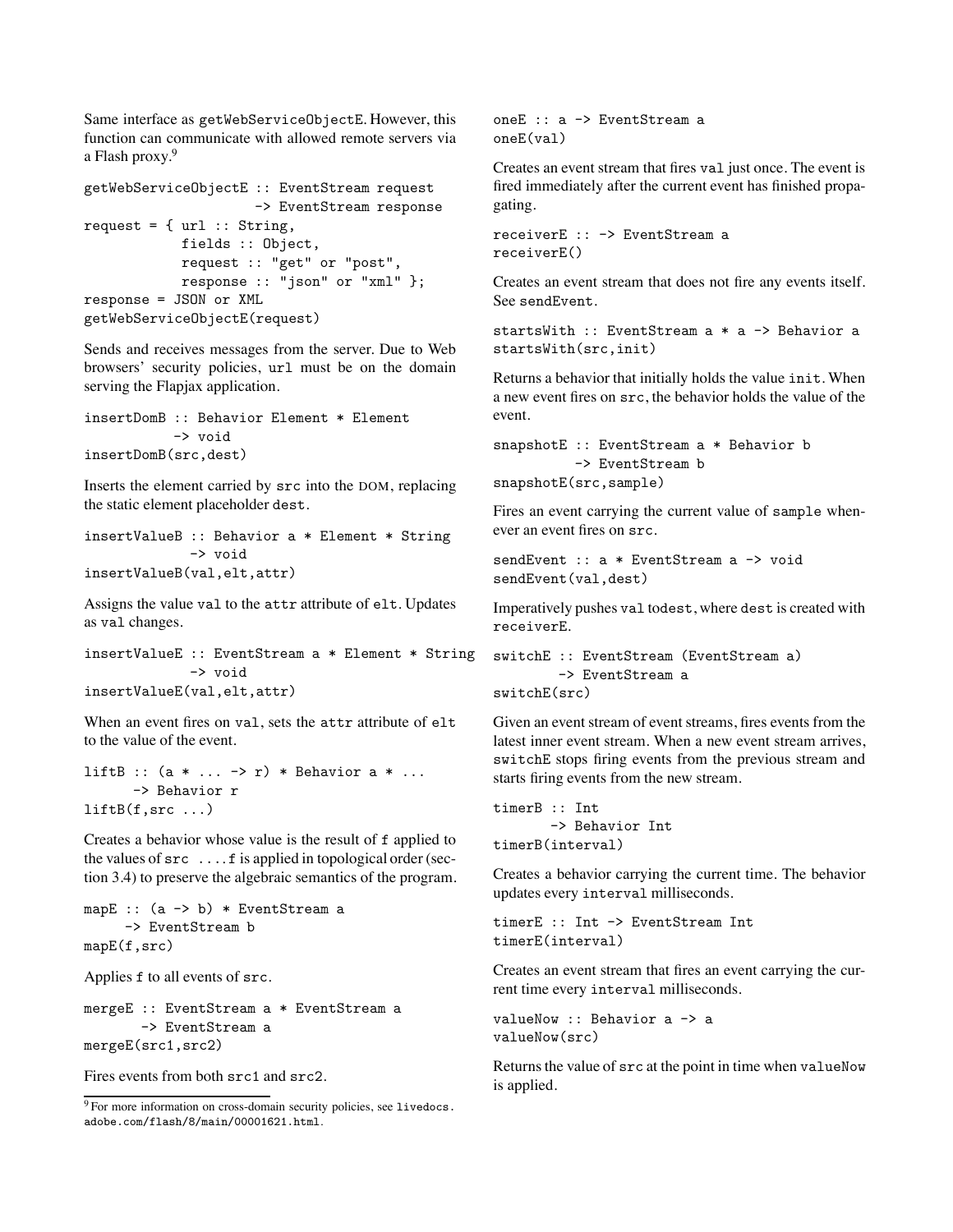Same interface as getWebServiceObjectE. However, this function can communicate with allowed remote servers via a Flash proxy.[9]

```
getWebServiceObjectE :: EventStream request
                     -> EventStream response
request = { url :: String,
            fields :: Object,
            request :: "get" or "post",
            response :: "json" or "xml" };
response = JSON or XML
getWebServiceObjectE(request)
```

Sends and receives messages from the server. Due to Web browsers' security policies, url must be on the domain serving the Flapjax application.

```
insertDomB :: Behavior Element * Element
           -> void
insertDomB(src,dest)
```

Inserts the element carried by src into the DOM, replacing the static element placeholder dest.

```
insertValueB :: Behavior a * Element * String
             -> void
insertValueB(val,elt,attr)
```

Assigns the value val to the attr attribute of elt. Updates as val changes.

```
insertValueE :: EventStream a * Element * String
             -> void
insertValueE(val,elt,attr)
```

When an event fires on val, sets the attr attribute of elt to the value of the event.

```
liftB :: (a * ... -> r) * Behavior a * ...
      -> Behavior r
liftB(f,src ...)
```

Creates a behavior whose value is the result of f applied to the values of src .... f is applied in topological order (section 3.4) to preserve the algebraic semantics of the program.

```
mapE :: (a -> b) * EventStream a
     -> EventStream b
mapE(f,src)
```

Applies f to all events of src.

```
mergeE :: EventStream a * EventStream a
       -> EventStream a
mergeE(src1,src2)
```

Fires events from both src1 and src2.

```
oneE :: a -> EventStream a
oneE(val)
```

Creates an event stream that fires val just once. The event is fired immediately after the current event has finished propagating.

```
receiverE :: -> EventStream a
receiverE()
```

Creates an event stream that does not fire any events itself. See sendEvent.

```
startsWith :: EventStream a * a -> Behavior a
startsWith(src,init)
```

Returns a behavior that initially holds the value init. When a new event fires on src, the behavior holds the value of the event.

```
snapshotE :: EventStream a * Behavior b
          -> EventStream b
snapshotE(src,sample)
```

Fires an event carrying the current value of sample whenever an event fires on src.

```
sendEvent :: a * EventStream a -> void
sendEvent(val,dest)
```

Imperatively pushes val todest, where dest is created with receiverE.

```
switchE :: EventStream (EventStream a)
        -> EventStream a
switchE(src)
```

Given an event stream of event streams, fires events from the latest inner event stream. When a new event stream arrives, switchE stops firing events from the previous stream and starts firing events from the new stream.

```
timerB :: Int
       -> Behavior Int
timerB(interval)
```

Creates a behavior carrying the current time. The behavior updates every interval milliseconds.

```
timerE :: Int -> EventStream Int
timerE(interval)
```

Creates an event stream that fires an event carrying the current time every interval milliseconds.

```
valueNow :: Behavior a -> a
valueNow(src)
```

Returns the value of src at the point in time when valueNow is applied.

[9] For more information on cross-domain security policies, see livedocs.adobe.com/flash/8/main/00001621.html.